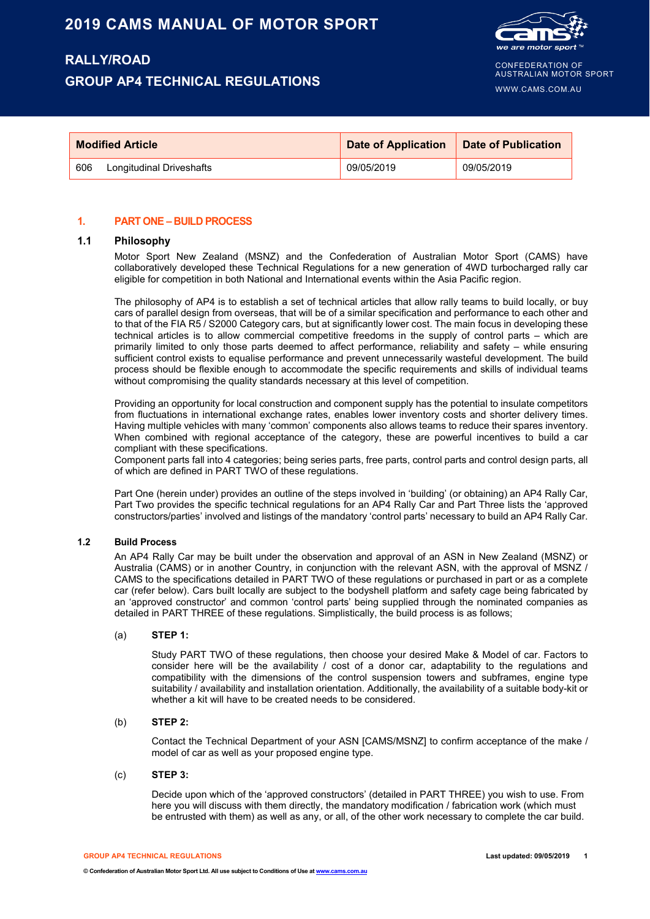# 2019 CAMS MANUAL OF MOTOR SPORT

## RALLY/ROAD
## GROUP AP4 TECHNICAL REGULATIONS

CONFEDERATION OF AUSTRALIAN MOTOR SPORT

WWW.CAMS.COM.AU

| Modified Article | | Date of Application | Date of Publication |
|---|---|---|---|
| 606 | Longitudinal Driveshafts | 09/05/2019 | 09/05/2019 |

## 1. PART ONE – BUILD PROCESS

### 1.1 Philosophy

Motor Sport New Zealand (MSNZ) and the Confederation of Australian Motor Sport (CAMS) have collaboratively developed these Technical Regulations for a new generation of 4WD turbocharged rally car eligible for competition in both National and International events within the Asia Pacific region.

The philosophy of AP4 is to establish a set of technical articles that allow rally teams to build locally, or buy cars of parallel design from overseas, that will be of a similar specification and performance to each other and to that of the FIA R5 / S2000 Category cars, but at significantly lower cost. The main focus in developing these technical articles is to allow commercial competitive freedoms in the supply of control parts – which are primarily limited to only those parts deemed to affect performance, reliability and safety – while ensuring sufficient control exists to equalise performance and prevent unnecessarily wasteful development. The build process should be flexible enough to accommodate the specific requirements and skills of individual teams without compromising the quality standards necessary at this level of competition.

Providing an opportunity for local construction and component supply has the potential to insulate competitors from fluctuations in international exchange rates, enables lower inventory costs and shorter delivery times. Having multiple vehicles with many 'common' components also allows teams to reduce their spares inventory. When combined with regional acceptance of the category, these are powerful incentives to build a car compliant with these specifications.
Component parts fall into 4 categories; being series parts, free parts, control parts and control design parts, all of which are defined in PART TWO of these regulations.

Part One (herein under) provides an outline of the steps involved in 'building' (or obtaining) an AP4 Rally Car, Part Two provides the specific technical regulations for an AP4 Rally Car and Part Three lists the 'approved constructors/parties' involved and listings of the mandatory 'control parts' necessary to build an AP4 Rally Car.

### 1.2 Build Process

An AP4 Rally Car may be built under the observation and approval of an ASN in New Zealand (MSNZ) or Australia (CAMS) or in another Country, in conjunction with the relevant ASN, with the approval of MSNZ / CAMS to the specifications detailed in PART TWO of these regulations or purchased in part or as a complete car (refer below). Cars built locally are subject to the bodyshell platform and safety cage being fabricated by an 'approved constructor' and common 'control parts' being supplied through the nominated companies as detailed in PART THREE of these regulations. Simplistically, the build process is as follows;

(a) **STEP 1:**

Study PART TWO of these regulations, then choose your desired Make & Model of car. Factors to consider here will be the availability / cost of a donor car, adaptability to the regulations and compatibility with the dimensions of the control suspension towers and subframes, engine type suitability / availability and installation orientation. Additionally, the availability of a suitable body-kit or whether a kit will have to be created needs to be considered.

(b) **STEP 2:**

Contact the Technical Department of your ASN [CAMS/MSNZ] to confirm acceptance of the make / model of car as well as your proposed engine type.

(c) **STEP 3:**

Decide upon which of the 'approved constructors' (detailed in PART THREE) you wish to use. From here you will discuss with them directly, the mandatory modification / fabrication work (which must be entrusted with them) as well as any, or all, of the other work necessary to complete the car build.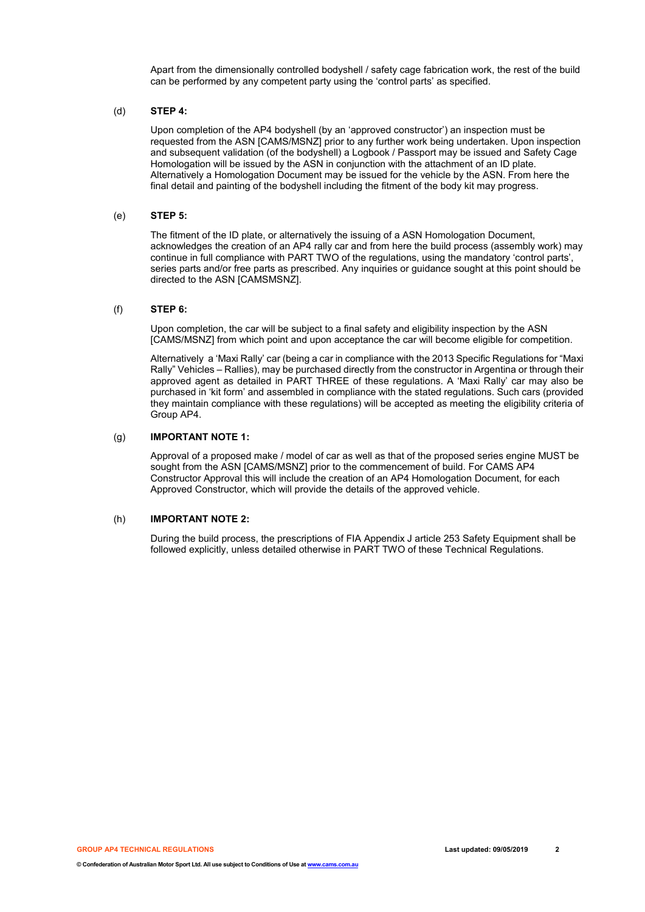Apart from the dimensionally controlled bodyshell / safety cage fabrication work, the rest of the build can be performed by any competent party using the 'control parts' as specified.

(d) **STEP 4:**

Upon completion of the AP4 bodyshell (by an 'approved constructor') an inspection must be requested from the ASN [CAMS/MSNZ] prior to any further work being undertaken. Upon inspection and subsequent validation (of the bodyshell) a Logbook / Passport may be issued and Safety Cage Homologation will be issued by the ASN in conjunction with the attachment of an ID plate. Alternatively a Homologation Document may be issued for the vehicle by the ASN. From here the final detail and painting of the bodyshell including the fitment of the body kit may progress.

(e) **STEP 5:**

The fitment of the ID plate, or alternatively the issuing of a ASN Homologation Document, acknowledges the creation of an AP4 rally car and from here the build process (assembly work) may continue in full compliance with PART TWO of the regulations, using the mandatory 'control parts', series parts and/or free parts as prescribed. Any inquiries or guidance sought at this point should be directed to the ASN [CAMSMSNZ].

(f) **STEP 6:**

Upon completion, the car will be subject to a final safety and eligibility inspection by the ASN [CAMS/MSNZ] from which point and upon acceptance the car will become eligible for competition.

Alternatively a 'Maxi Rally' car (being a car in compliance with the 2013 Specific Regulations for "Maxi Rally" Vehicles – Rallies), may be purchased directly from the constructor in Argentina or through their approved agent as detailed in PART THREE of these regulations. A 'Maxi Rally' car may also be purchased in 'kit form' and assembled in compliance with the stated regulations. Such cars (provided they maintain compliance with these regulations) will be accepted as meeting the eligibility criteria of Group AP4.

(g) **IMPORTANT NOTE 1:**

Approval of a proposed make / model of car as well as that of the proposed series engine MUST be sought from the ASN [CAMS/MSNZ] prior to the commencement of build. For CAMS AP4 Constructor Approval this will include the creation of an AP4 Homologation Document, for each Approved Constructor, which will provide the details of the approved vehicle.

(h) **IMPORTANT NOTE 2:**

During the build process, the prescriptions of FIA Appendix J article 253 Safety Equipment shall be followed explicitly, unless detailed otherwise in PART TWO of these Technical Regulations.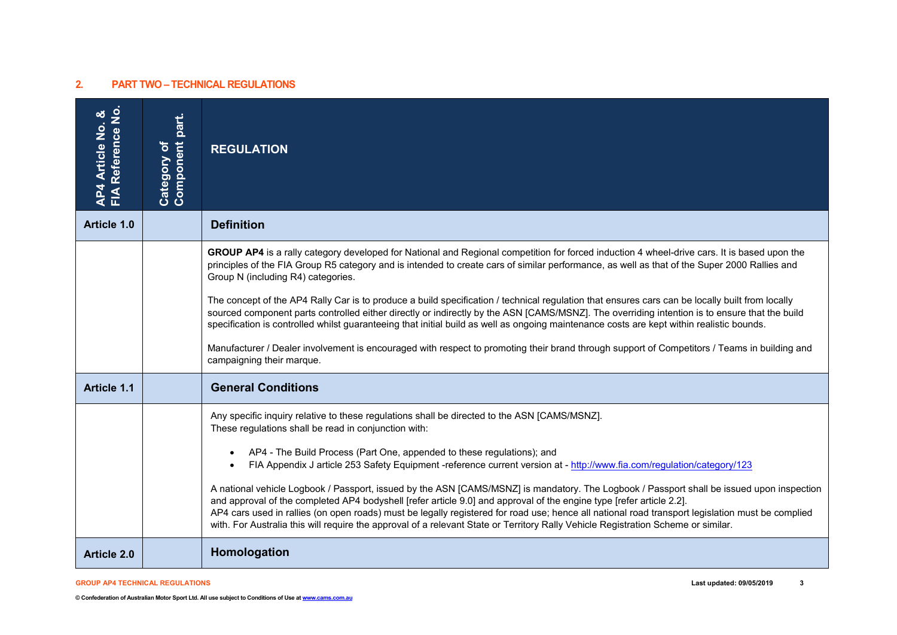## 2. PART TWO – TECHNICAL REGULATIONS

| AP4 Article No. & FIA Reference No. | Category of Component part. | REGULATION |
|---|---|---|
| **Article 1.0** | | **Definition** |
| | | **GROUP AP4** is a rally category developed for National and Regional competition for forced induction 4 wheel-drive cars. It is based upon the principles of the FIA Group R5 category and is intended to create cars of similar performance, as well as that of the Super 2000 Rallies and Group N (including R4) categories.<br><br>The concept of the AP4 Rally Car is to produce a build specification / technical regulation that ensures cars can be locally built from locally sourced component parts controlled either directly or indirectly by the ASN [CAMS/MSNZ]. The overriding intention is to ensure that the build specification is controlled whilst guaranteeing that initial build as well as ongoing maintenance costs are kept within realistic bounds.<br><br>Manufacturer / Dealer involvement is encouraged with respect to promoting their brand through support of Competitors / Teams in building and campaigning their marque. |
| **Article 1.1** | | **General Conditions** |
| | | Any specific inquiry relative to these regulations shall be directed to the ASN [CAMS/MSNZ].<br>These regulations shall be read in conjunction with:<br><br>• AP4 - The Build Process (Part One, appended to these regulations); and<br>• FIA Appendix J article 253 Safety Equipment -reference current version at - http://www.fia.com/regulation/category/123<br><br>A national vehicle Logbook / Passport, issued by the ASN [CAMS/MSNZ] is mandatory. The Logbook / Passport shall be issued upon inspection and approval of the completed AP4 bodyshell [refer article 9.0] and approval of the engine type [refer article 2.2].<br>AP4 cars used in rallies (on open roads) must be legally registered for road use; hence all national road transport legislation must be complied with. For Australia this will require the approval of a relevant State or Territory Rally Vehicle Registration Scheme or similar. |
| **Article 2.0** | | **Homologation** |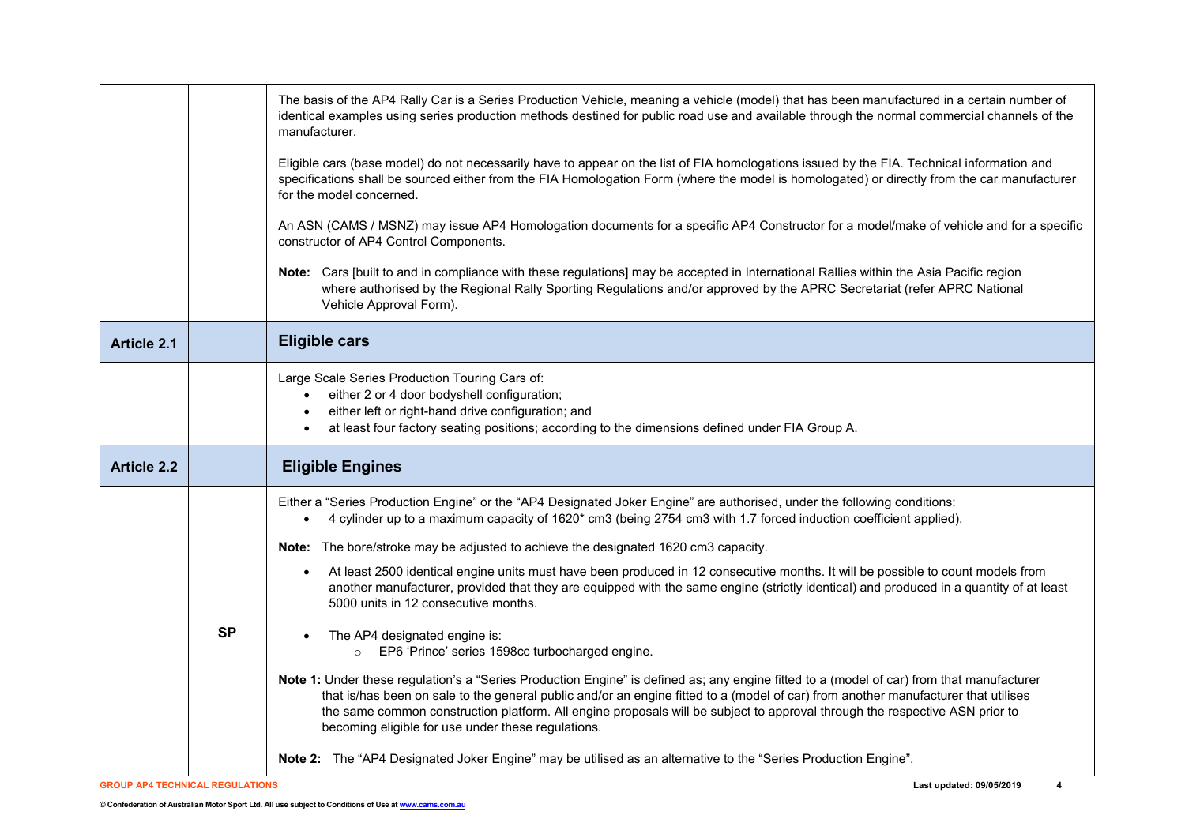| | | |
|---|---|---|
| | | The basis of the AP4 Rally Car is a Series Production Vehicle, meaning a vehicle (model) that has been manufactured in a certain number of identical examples using series production methods destined for public road use and available through the normal commercial channels of the manufacturer.<br><br>Eligible cars (base model) do not necessarily have to appear on the list of FIA homologations issued by the FIA. Technical information and specifications shall be sourced either from the FIA Homologation Form (where the model is homologated) or directly from the car manufacturer for the model concerned.<br><br>An ASN (CAMS / MSNZ) may issue AP4 Homologation documents for a specific AP4 Constructor for a model/make of vehicle and for a specific constructor of AP4 Control Components.<br><br>**Note:** Cars [built to and in compliance with these regulations] may be accepted in International Rallies within the Asia Pacific region where authorised by the Regional Rally Sporting Regulations and/or approved by the APRC Secretariat (refer APRC National Vehicle Approval Form). |
| **Article 2.1** | | **Eligible cars** |
| | | Large Scale Series Production Touring Cars of:<br>• either 2 or 4 door bodyshell configuration;<br>• either left or right-hand drive configuration; and<br>• at least four factory seating positions; according to the dimensions defined under FIA Group A. |
| **Article 2.2** | | **Eligible Engines** |
| | **SP** | Either a "Series Production Engine" or the "AP4 Designated Joker Engine" are authorised, under the following conditions:<br>• 4 cylinder up to a maximum capacity of 1620* cm3 (being 2754 cm3 with 1.7 forced induction coefficient applied).<br><br>**Note:** The bore/stroke may be adjusted to achieve the designated 1620 cm3 capacity.<br><br>• At least 2500 identical engine units must have been produced in 12 consecutive months. It will be possible to count models from another manufacturer, provided that they are equipped with the same engine (strictly identical) and produced in a quantity of at least 5000 units in 12 consecutive months.<br><br>• The AP4 designated engine is:<br>  ○ EP6 'Prince' series 1598cc turbocharged engine.<br><br>**Note 1:** Under these regulation's a "Series Production Engine" is defined as; any engine fitted to a (model of car) from that manufacturer that is/has been on sale to the general public and/or an engine fitted to a (model of car) from another manufacturer that utilises the same common construction platform. All engine proposals will be subject to approval through the respective ASN prior to becoming eligible for use under these regulations.<br><br>**Note 2:** The "AP4 Designated Joker Engine" may be utilised as an alternative to the "Series Production Engine". |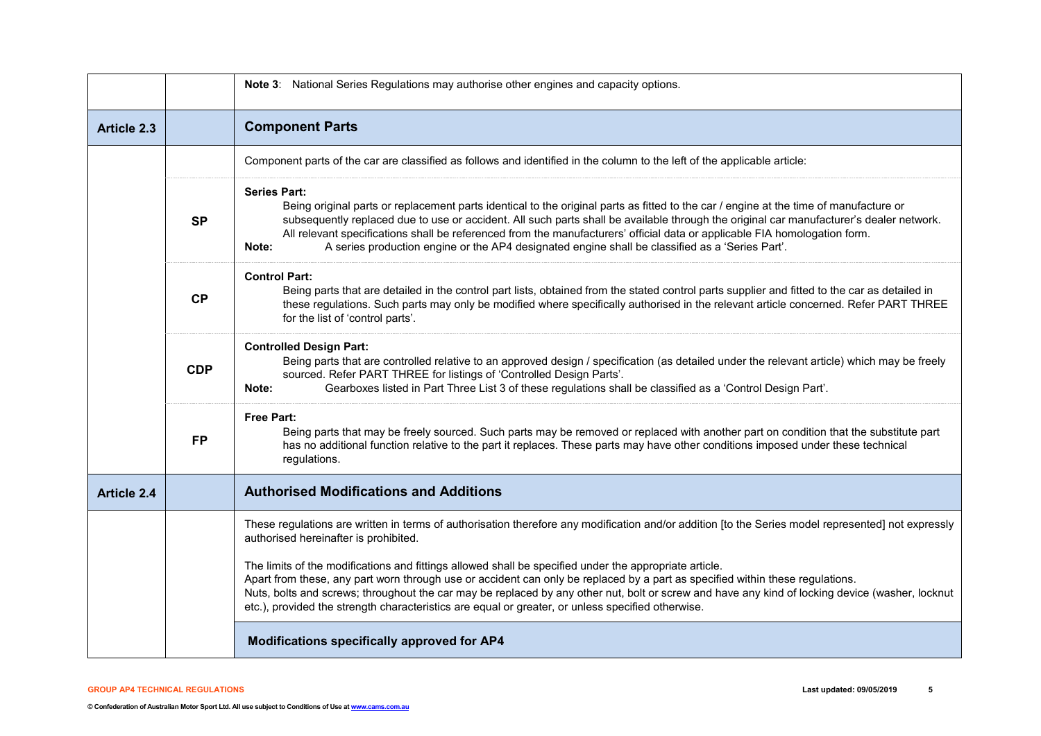**Note 3**: National Series Regulations may authorise other engines and capacity options.

## Article 2.3 Component Parts

Component parts of the car are classified as follows and identified in the column to the left of the applicable article:

| | |
|---|---|
| **SP** | **Series Part:** Being original parts or replacement parts identical to the original parts as fitted to the car / engine at the time of manufacture or subsequently replaced due to use or accident. All such parts shall be available through the original car manufacturer's dealer network. All relevant specifications shall be referenced from the manufacturers' official data or applicable FIA homologation form. **Note:** A series production engine or the AP4 designated engine shall be classified as a 'Series Part'. |
| **CP** | **Control Part:** Being parts that are detailed in the control part lists, obtained from the stated control parts supplier and fitted to the car as detailed in these regulations. Such parts may only be modified where specifically authorised in the relevant article concerned. Refer PART THREE for the list of 'control parts'. |
| **CDP** | **Controlled Design Part:** Being parts that are controlled relative to an approved design / specification (as detailed under the relevant article) which may be freely sourced. Refer PART THREE for listings of 'Controlled Design Parts'. **Note:** Gearboxes listed in Part Three List 3 of these regulations shall be classified as a 'Control Design Part'. |
| **FP** | **Free Part:** Being parts that may be freely sourced. Such parts may be removed or replaced with another part on condition that the substitute part has no additional function relative to the part it replaces. These parts may have other conditions imposed under these technical regulations. |

## Article 2.4 Authorised Modifications and Additions

These regulations are written in terms of authorisation therefore any modification and/or addition [to the Series model represented] not expressly authorised hereinafter is prohibited.

The limits of the modifications and fittings allowed shall be specified under the appropriate article.
Apart from these, any part worn through use or accident can only be replaced by a part as specified within these regulations.
Nuts, bolts and screws; throughout the car may be replaced by any other nut, bolt or screw and have any kind of locking device (washer, locknut etc.), provided the strength characteristics are equal or greater, or unless specified otherwise.

### Modifications specifically approved for AP4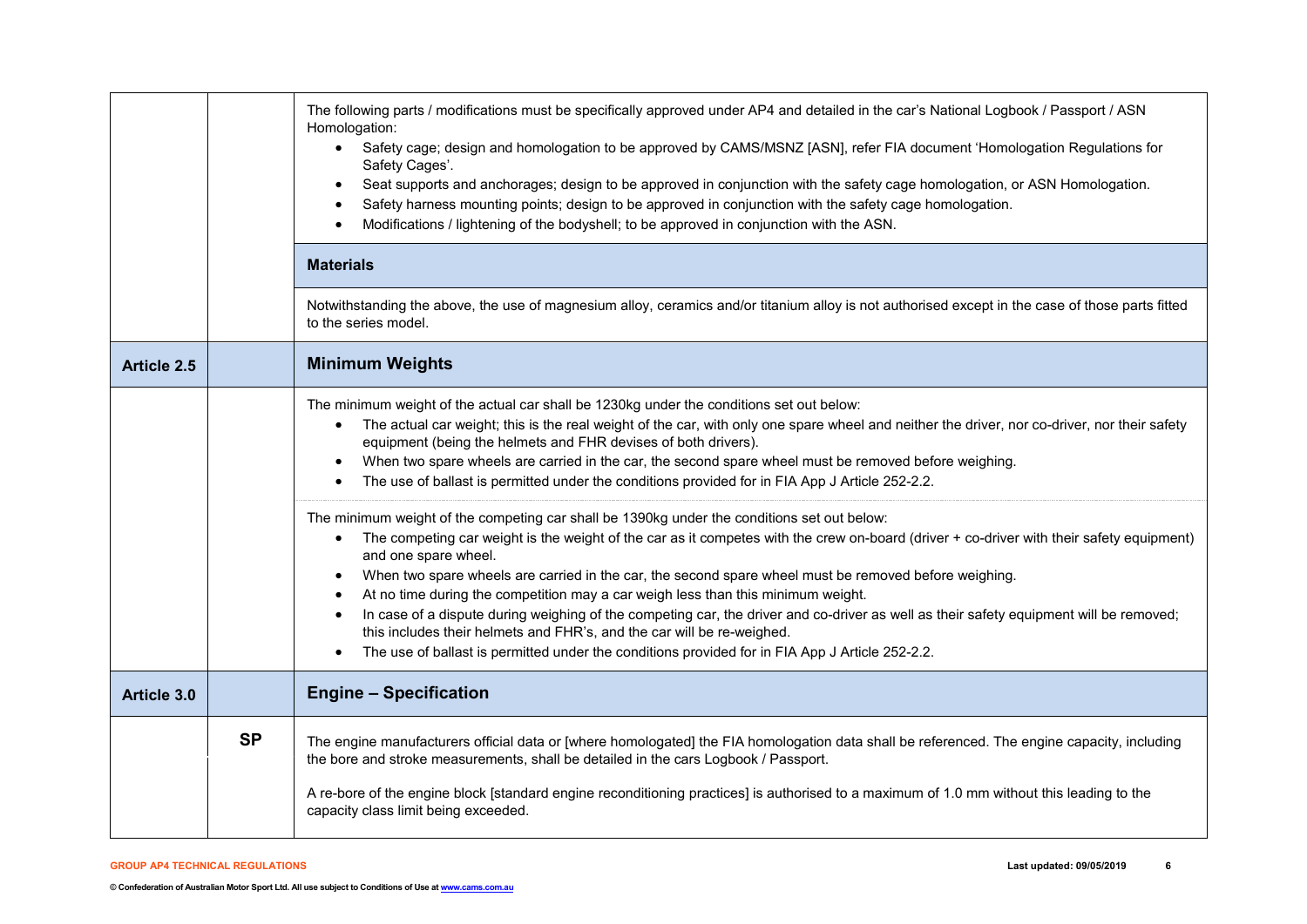| | | |
|---|---|---|
| | | The following parts / modifications must be specifically approved under AP4 and detailed in the car's National Logbook / Passport / ASN Homologation:<br>• Safety cage; design and homologation to be approved by CAMS/MSNZ [ASN], refer FIA document 'Homologation Regulations for Safety Cages'.<br>• Seat supports and anchorages; design to be approved in conjunction with the safety cage homologation, or ASN Homologation.<br>• Safety harness mounting points; design to be approved in conjunction with the safety cage homologation.<br>• Modifications / lightening of the bodyshell; to be approved in conjunction with the ASN. |
| | | **Materials** |
| | | Notwithstanding the above, the use of magnesium alloy, ceramics and/or titanium alloy is not authorised except in the case of those parts fitted to the series model. |
| **Article 2.5** | | **Minimum Weights** |
| | | The minimum weight of the actual car shall be 1230kg under the conditions set out below:<br>• The actual car weight; this is the real weight of the car, with only one spare wheel and neither the driver, nor co-driver, nor their safety equipment (being the helmets and FHR devises of both drivers).<br>• When two spare wheels are carried in the car, the second spare wheel must be removed before weighing.<br>• The use of ballast is permitted under the conditions provided for in FIA App J Article 252-2.2. |
| | | The minimum weight of the competing car shall be 1390kg under the conditions set out below:<br>• The competing car weight is the weight of the car as it competes with the crew on-board (driver + co-driver with their safety equipment) and one spare wheel.<br>• When two spare wheels are carried in the car, the second spare wheel must be removed before weighing.<br>• At no time during the competition may a car weigh less than this minimum weight.<br>• In case of a dispute during weighing of the competing car, the driver and co-driver as well as their safety equipment will be removed; this includes their helmets and FHR's, and the car will be re-weighed.<br>• The use of ballast is permitted under the conditions provided for in FIA App J Article 252-2.2. |
| **Article 3.0** | | **Engine – Specification** |
| | **SP** | The engine manufacturers official data or [where homologated] the FIA homologation data shall be referenced. The engine capacity, including the bore and stroke measurements, shall be detailed in the cars Logbook / Passport.<br><br>A re-bore of the engine block [standard engine reconditioning practices] is authorised to a maximum of 1.0 mm without this leading to the capacity class limit being exceeded. |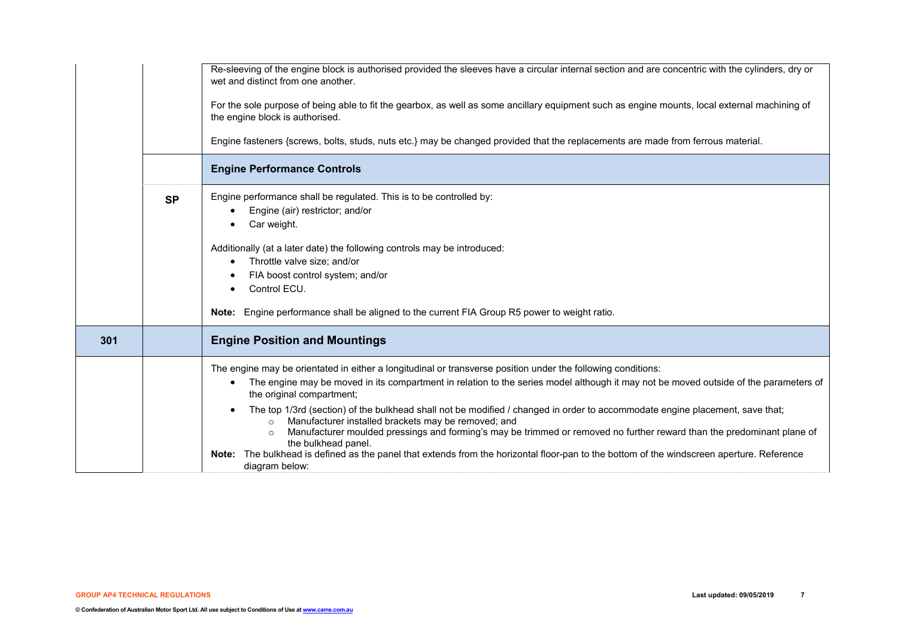| | | |
|---|---|---|
| | | Re-sleeving of the engine block is authorised provided the sleeves have a circular internal section and are concentric with the cylinders, dry or wet and distinct from one another.<br><br>For the sole purpose of being able to fit the gearbox, as well as some ancillary equipment such as engine mounts, local external machining of the engine block is authorised.<br><br>Engine fasteners {screws, bolts, studs, nuts etc.} may be changed provided that the replacements are made from ferrous material. |
| | | **Engine Performance Controls** |
| | **SP** | Engine performance shall be regulated. This is to be controlled by:<br>• Engine (air) restrictor; and/or<br>• Car weight.<br><br>Additionally (at a later date) the following controls may be introduced:<br>• Throttle valve size; and/or<br>• FIA boost control system; and/or<br>• Control ECU.<br><br>**Note:** Engine performance shall be aligned to the current FIA Group R5 power to weight ratio. |
| **301** | | **Engine Position and Mountings** |
| | | The engine may be orientated in either a longitudinal or transverse position under the following conditions:<br>• The engine may be moved in its compartment in relation to the series model although it may not be moved outside of the parameters of the original compartment;<br>• The top 1/3rd (section) of the bulkhead shall not be modified / changed in order to accommodate engine placement, save that;<br>  ○ Manufacturer installed brackets may be removed; and<br>  ○ Manufacturer moulded pressings and forming's may be trimmed or removed no further reward than the predominant plane of the bulkhead panel.<br>**Note:** The bulkhead is defined as the panel that extends from the horizontal floor-pan to the bottom of the windscreen aperture. Reference diagram below: |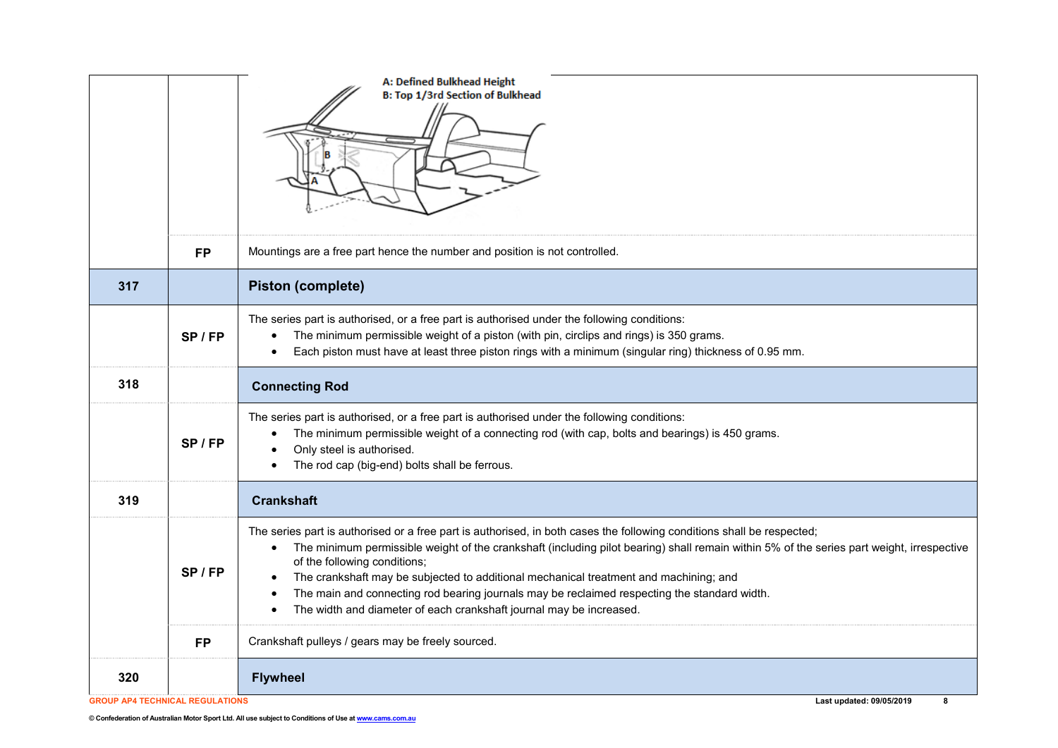| | | |
|---|---|---|
| | | A: Defined Bulkhead Height<br>B: Top 1/3rd Section of Bulkhead |
| | FP | Mountings are a free part hence the number and position is not controlled. |
| **317** | | **Piston (complete)** |
| | **SP / FP** | The series part is authorised, or a free part is authorised under the following conditions:<br>• The minimum permissible weight of a piston (with pin, circlips and rings) is 350 grams.<br>• Each piston must have at least three piston rings with a minimum (singular ring) thickness of 0.95 mm. |
| **318** | | **Connecting Rod** |
| | **SP / FP** | The series part is authorised, or a free part is authorised under the following conditions:<br>• The minimum permissible weight of a connecting rod (with cap, bolts and bearings) is 450 grams.<br>• Only steel is authorised.<br>• The rod cap (big-end) bolts shall be ferrous. |
| **319** | | **Crankshaft** |
| | **SP / FP** | The series part is authorised or a free part is authorised, in both cases the following conditions shall be respected;<br>• The minimum permissible weight of the crankshaft (including pilot bearing) shall remain within 5% of the series part weight, irrespective of the following conditions;<br>• The crankshaft may be subjected to additional mechanical treatment and machining; and<br>• The main and connecting rod bearing journals may be reclaimed respecting the standard width.<br>• The width and diameter of each crankshaft journal may be increased. |
| | **FP** | Crankshaft pulleys / gears may be freely sourced. |
| **320** | | **Flywheel** |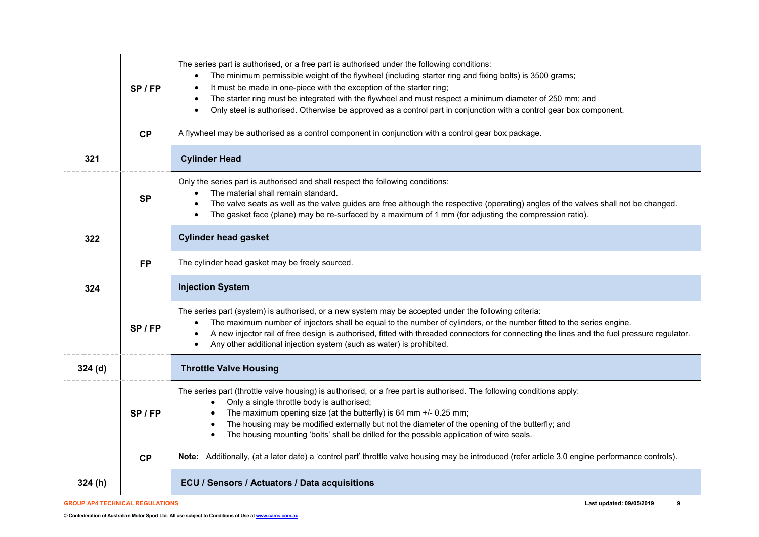| | | |
|---|---|---|
| | **SP / FP** | The series part is authorised, or a free part is authorised under the following conditions:<br>• The minimum permissible weight of the flywheel (including starter ring and fixing bolts) is 3500 grams;<br>• It must be made in one-piece with the exception of the starter ring;<br>• The starter ring must be integrated with the flywheel and must respect a minimum diameter of 250 mm; and<br>• Only steel is authorised. Otherwise be approved as a control part in conjunction with a control gear box component. |
| | **CP** | A flywheel may be authorised as a control component in conjunction with a control gear box package. |
| **321** | | **Cylinder Head** |
| | **SP** | Only the series part is authorised and shall respect the following conditions:<br>• The material shall remain standard.<br>• The valve seats as well as the valve guides are free although the respective (operating) angles of the valves shall not be changed.<br>• The gasket face (plane) may be re-surfaced by a maximum of 1 mm (for adjusting the compression ratio). |
| **322** | | **Cylinder head gasket** |
| | **FP** | The cylinder head gasket may be freely sourced. |
| **324** | | **Injection System** |
| | **SP / FP** | The series part (system) is authorised, or a new system may be accepted under the following criteria:<br>• The maximum number of injectors shall be equal to the number of cylinders, or the number fitted to the series engine.<br>• A new injector rail of free design is authorised, fitted with threaded connectors for connecting the lines and the fuel pressure regulator.<br>• Any other additional injection system (such as water) is prohibited. |
| **324 (d)** | | **Throttle Valve Housing** |
| | **SP / FP** | The series part (throttle valve housing) is authorised, or a free part is authorised. The following conditions apply:<br>• Only a single throttle body is authorised;<br>• The maximum opening size (at the butterfly) is 64 mm +/- 0.25 mm;<br>• The housing may be modified externally but not the diameter of the opening of the butterfly; and<br>• The housing mounting 'bolts' shall be drilled for the possible application of wire seals. |
| | **CP** | **Note:** Additionally, (at a later date) a 'control part' throttle valve housing may be introduced (refer article 3.0 engine performance controls). |
| **324 (h)** | | **ECU / Sensors / Actuators / Data acquisitions** |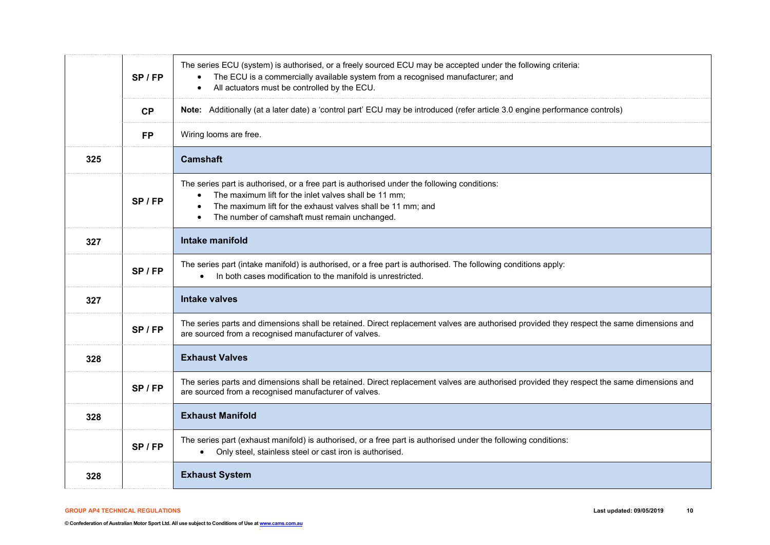| | | |
|---|---|---|
| | **SP / FP** | The series ECU (system) is authorised, or a freely sourced ECU may be accepted under the following criteria:<br>• The ECU is a commercially available system from a recognised manufacturer; and<br>• All actuators must be controlled by the ECU. |
| | **CP** | **Note:** Additionally (at a later date) a 'control part' ECU may be introduced (refer article 3.0 engine performance controls) |
| | **FP** | Wiring looms are free. |
| **325** | | **Camshaft** |
| | **SP / FP** | The series part is authorised, or a free part is authorised under the following conditions:<br>• The maximum lift for the inlet valves shall be 11 mm;<br>• The maximum lift for the exhaust valves shall be 11 mm; and<br>• The number of camshaft must remain unchanged. |
| **327** | | **Intake manifold** |
| | **SP / FP** | The series part (intake manifold) is authorised, or a free part is authorised. The following conditions apply:<br>• In both cases modification to the manifold is unrestricted. |
| **327** | | **Intake valves** |
| | **SP / FP** | The series parts and dimensions shall be retained. Direct replacement valves are authorised provided they respect the same dimensions and are sourced from a recognised manufacturer of valves. |
| **328** | | **Exhaust Valves** |
| | **SP / FP** | The series parts and dimensions shall be retained. Direct replacement valves are authorised provided they respect the same dimensions and are sourced from a recognised manufacturer of valves. |
| **328** | | **Exhaust Manifold** |
| | **SP / FP** | The series part (exhaust manifold) is authorised, or a free part is authorised under the following conditions:<br>• Only steel, stainless steel or cast iron is authorised. |
| **328** | | **Exhaust System** |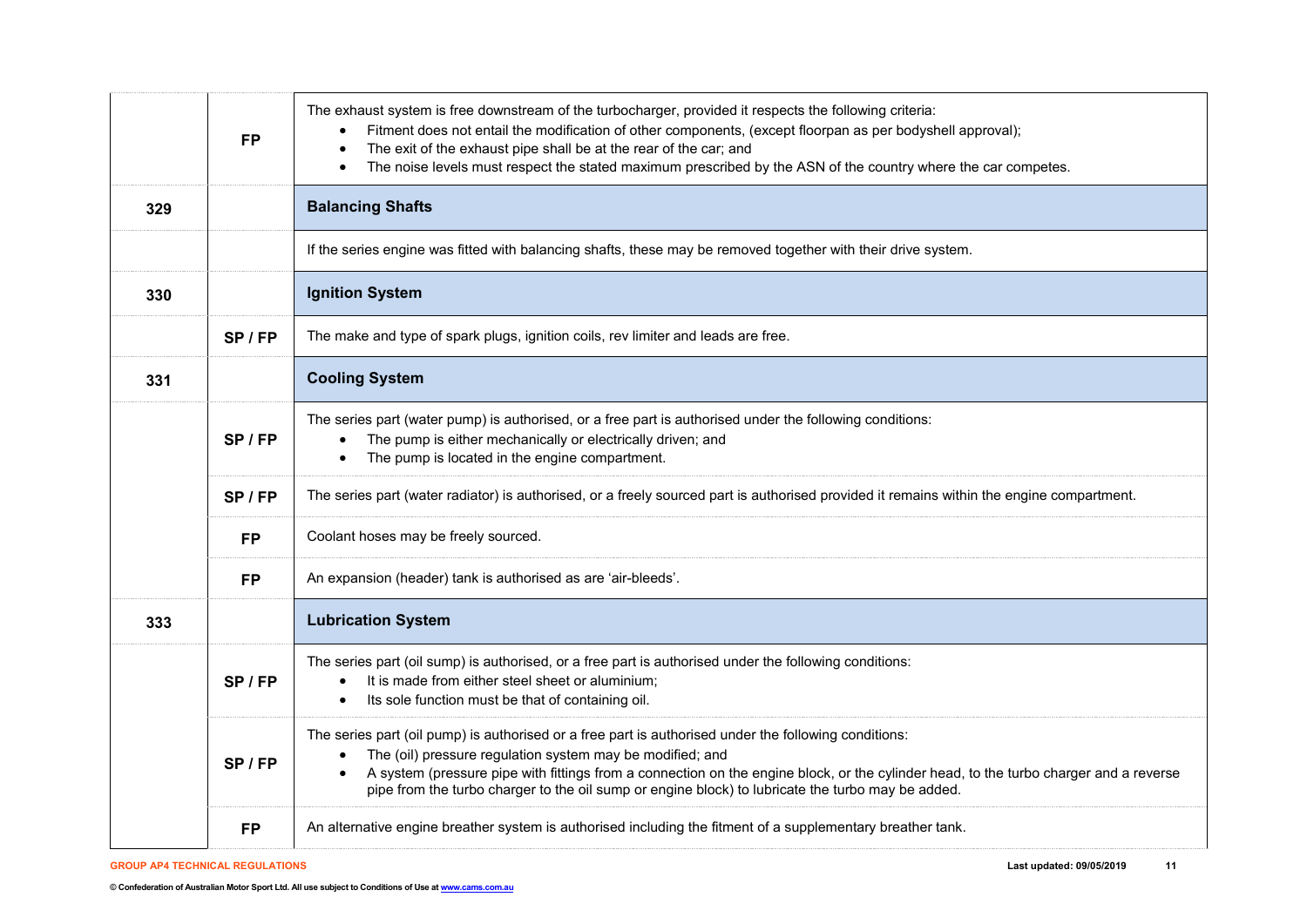| | | |
|---|---|---|
| | **FP** | The exhaust system is free downstream of the turbocharger, provided it respects the following criteria:<br>• Fitment does not entail the modification of other components, (except floorpan as per bodyshell approval);<br>• The exit of the exhaust pipe shall be at the rear of the car; and<br>• The noise levels must respect the stated maximum prescribed by the ASN of the country where the car competes. |
| **329** | | **Balancing Shafts** |
| | | If the series engine was fitted with balancing shafts, these may be removed together with their drive system. |
| **330** | | **Ignition System** |
| | **SP / FP** | The make and type of spark plugs, ignition coils, rev limiter and leads are free. |
| **331** | | **Cooling System** |
| | **SP / FP** | The series part (water pump) is authorised, or a free part is authorised under the following conditions:<br>• The pump is either mechanically or electrically driven; and<br>• The pump is located in the engine compartment. |
| | **SP / FP** | The series part (water radiator) is authorised, or a freely sourced part is authorised provided it remains within the engine compartment. |
| | **FP** | Coolant hoses may be freely sourced. |
| | **FP** | An expansion (header) tank is authorised as are 'air-bleeds'. |
| **333** | | **Lubrication System** |
| | **SP / FP** | The series part (oil sump) is authorised, or a free part is authorised under the following conditions:<br>• It is made from either steel sheet or aluminium;<br>• Its sole function must be that of containing oil. |
| | **SP / FP** | The series part (oil pump) is authorised or a free part is authorised under the following conditions:<br>• The (oil) pressure regulation system may be modified; and<br>• A system (pressure pipe with fittings from a connection on the engine block, or the cylinder head, to the turbo charger and a reverse pipe from the turbo charger to the oil sump or engine block) to lubricate the turbo may be added. |
| | **FP** | An alternative engine breather system is authorised including the fitment of a supplementary breather tank. |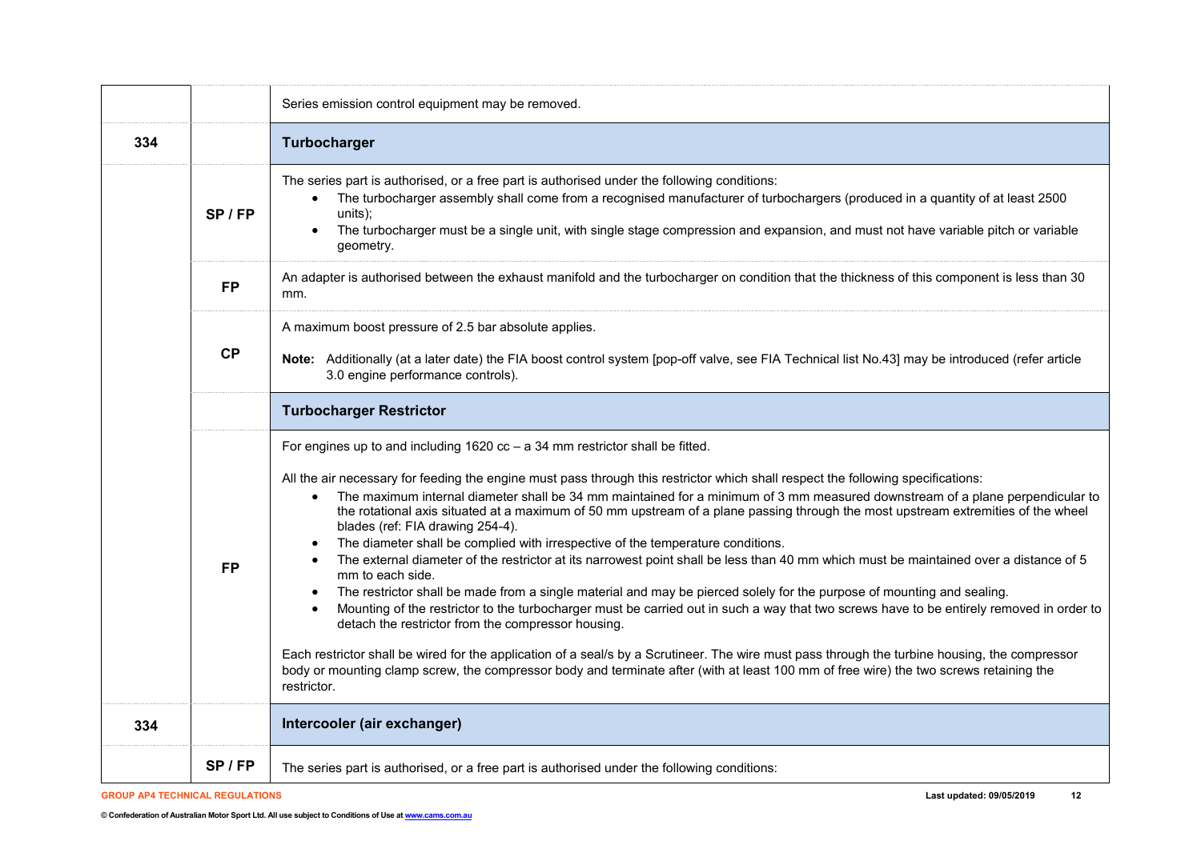| | | |
|---|---|---|
| | | Series emission control equipment may be removed. |
| **334** | | **Turbocharger** |
| | **SP / FP** | The series part is authorised, or a free part is authorised under the following conditions:<br>• The turbocharger assembly shall come from a recognised manufacturer of turbochargers (produced in a quantity of at least 2500 units);<br>• The turbocharger must be a single unit, with single stage compression and expansion, and must not have variable pitch or variable geometry. |
| | **FP** | An adapter is authorised between the exhaust manifold and the turbocharger on condition that the thickness of this component is less than 30 mm. |
| | **CP** | A maximum boost pressure of 2.5 bar absolute applies.<br><br>**Note:** Additionally (at a later date) the FIA boost control system [pop-off valve, see FIA Technical list No.43] may be introduced (refer article 3.0 engine performance controls). |
| | | **Turbocharger Restrictor** |
| | **FP** | For engines up to and including 1620 cc – a 34 mm restrictor shall be fitted.<br><br>All the air necessary for feeding the engine must pass through this restrictor which shall respect the following specifications:<br>• The maximum internal diameter shall be 34 mm maintained for a minimum of 3 mm measured downstream of a plane perpendicular to the rotational axis situated at a maximum of 50 mm upstream of a plane passing through the most upstream extremities of the wheel blades (ref: FIA drawing 254-4).<br>• The diameter shall be complied with irrespective of the temperature conditions.<br>• The external diameter of the restrictor at its narrowest point shall be less than 40 mm which must be maintained over a distance of 5 mm to each side.<br>• The restrictor shall be made from a single material and may be pierced solely for the purpose of mounting and sealing.<br>• Mounting of the restrictor to the turbocharger must be carried out in such a way that two screws have to be entirely removed in order to detach the restrictor from the compressor housing.<br><br>Each restrictor shall be wired for the application of a seal/s by a Scrutineer. The wire must pass through the turbine housing, the compressor body or mounting clamp screw, the compressor body and terminate after (with at least 100 mm of free wire) the two screws retaining the restrictor. |
| **334** | | **Intercooler (air exchanger)** |
| | **SP / FP** | The series part is authorised, or a free part is authorised under the following conditions: |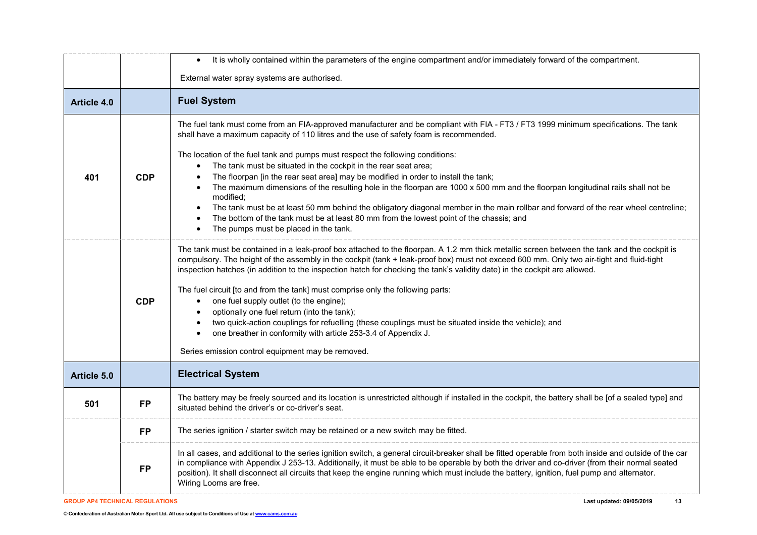| | | |
|---|---|---|
| | | • It is wholly contained within the parameters of the engine compartment and/or immediately forward of the compartment.<br><br>External water spray systems are authorised. |
| **Article 4.0** | | **Fuel System** |
| **401** | **CDP** | The fuel tank must come from an FIA-approved manufacturer and be compliant with FIA - FT3 / FT3 1999 minimum specifications. The tank shall have a maximum capacity of 110 litres and the use of safety foam is recommended.<br><br>The location of the fuel tank and pumps must respect the following conditions:<br>• The tank must be situated in the cockpit in the rear seat area;<br>• The floorpan [in the rear seat area] may be modified in order to install the tank;<br>• The maximum dimensions of the resulting hole in the floorpan are 1000 x 500 mm and the floorpan longitudinal rails shall not be modified;<br>• The tank must be at least 50 mm behind the obligatory diagonal member in the main rollbar and forward of the rear wheel centreline;<br>• The bottom of the tank must be at least 80 mm from the lowest point of the chassis; and<br>• The pumps must be placed in the tank. |
| | **CDP** | The tank must be contained in a leak-proof box attached to the floorpan. A 1.2 mm thick metallic screen between the tank and the cockpit is compulsory. The height of the assembly in the cockpit (tank + leak-proof box) must not exceed 600 mm. Only two air-tight and fluid-tight inspection hatches (in addition to the inspection hatch for checking the tank's validity date) in the cockpit are allowed.<br><br>The fuel circuit [to and from the tank] must comprise only the following parts:<br>• one fuel supply outlet (to the engine);<br>• optionally one fuel return (into the tank);<br>• two quick-action couplings for refuelling (these couplings must be situated inside the vehicle); and<br>• one breather in conformity with article 253-3.4 of Appendix J.<br><br>Series emission control equipment may be removed. |
| **Article 5.0** | | **Electrical System** |
| **501** | **FP** | The battery may be freely sourced and its location is unrestricted although if installed in the cockpit, the battery shall be [of a sealed type] and situated behind the driver's or co-driver's seat. |
| | **FP** | The series ignition / starter switch may be retained or a new switch may be fitted. |
| | **FP** | In all cases, and additional to the series ignition switch, a general circuit-breaker shall be fitted operable from both inside and outside of the car in compliance with Appendix J 253-13. Additionally, it must be able to be operable by both the driver and co-driver (from their normal seated position). It shall disconnect all circuits that keep the engine running which must include the battery, ignition, fuel pump and alternator.<br>Wiring Looms are free. |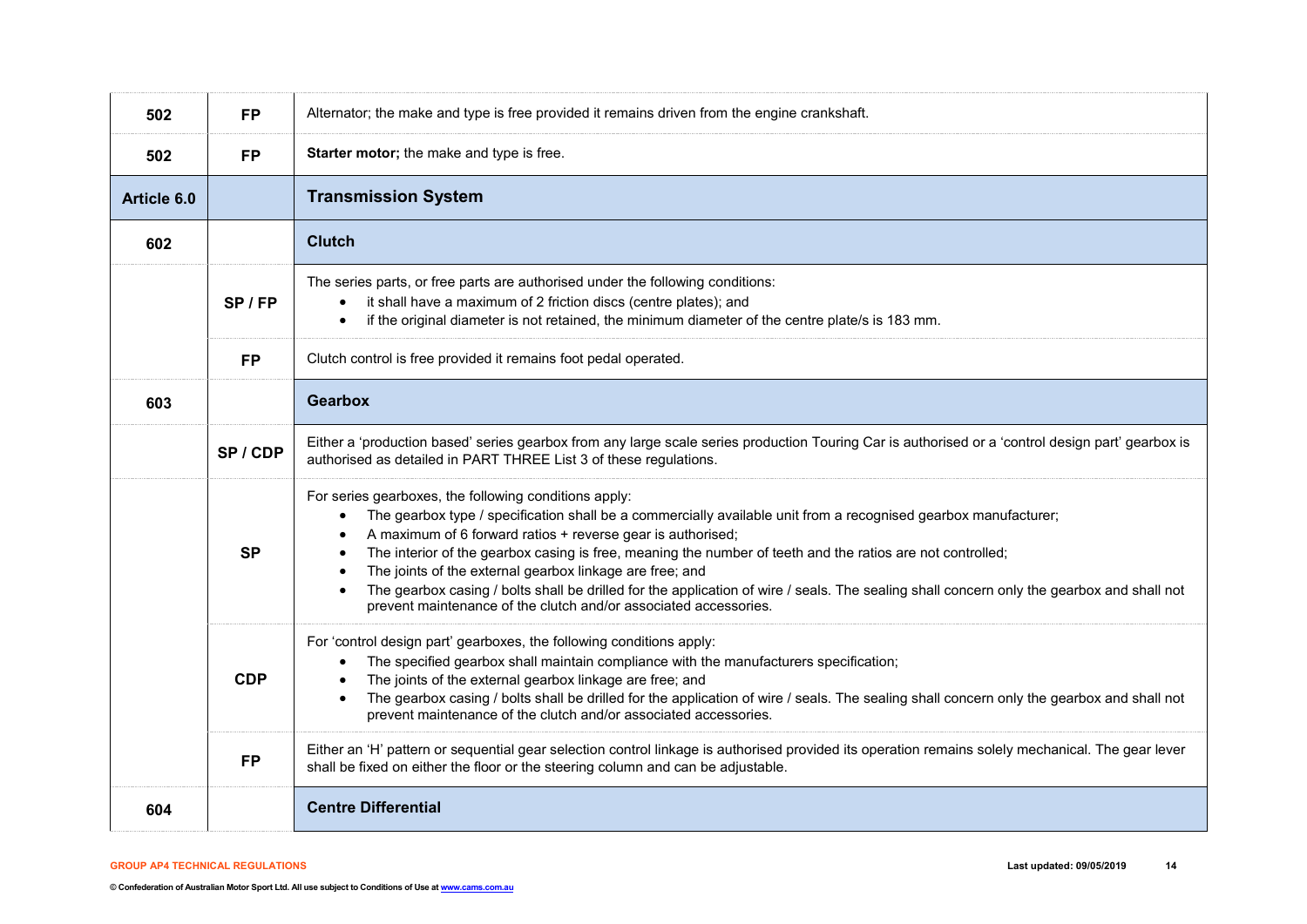| | | |
|---|---|---|
| 502 | FP | Alternator; the make and type is free provided it remains driven from the engine crankshaft. |
| 502 | FP | **Starter motor;** the make and type is free. |
| **Article 6.0** | | **Transmission System** |
| 602 | | **Clutch** |
| | SP / FP | The series parts, or free parts are authorised under the following conditions:<br>• it shall have a maximum of 2 friction discs (centre plates); and<br>• if the original diameter is not retained, the minimum diameter of the centre plate/s is 183 mm. |
| | FP | Clutch control is free provided it remains foot pedal operated. |
| 603 | | **Gearbox** |
| | SP / CDP | Either a 'production based' series gearbox from any large scale series production Touring Car is authorised or a 'control design part' gearbox is authorised as detailed in PART THREE List 3 of these regulations. |
| | SP | For series gearboxes, the following conditions apply:<br>• The gearbox type / specification shall be a commercially available unit from a recognised gearbox manufacturer;<br>• A maximum of 6 forward ratios + reverse gear is authorised;<br>• The interior of the gearbox casing is free, meaning the number of teeth and the ratios are not controlled;<br>• The joints of the external gearbox linkage are free; and<br>• The gearbox casing / bolts shall be drilled for the application of wire / seals. The sealing shall concern only the gearbox and shall not prevent maintenance of the clutch and/or associated accessories. |
| | CDP | For 'control design part' gearboxes, the following conditions apply:<br>• The specified gearbox shall maintain compliance with the manufacturers specification;<br>• The joints of the external gearbox linkage are free; and<br>• The gearbox casing / bolts shall be drilled for the application of wire / seals. The sealing shall concern only the gearbox and shall not prevent maintenance of the clutch and/or associated accessories. |
| | FP | Either an 'H' pattern or sequential gear selection control linkage is authorised provided its operation remains solely mechanical. The gear lever shall be fixed on either the floor or the steering column and can be adjustable. |
| 604 | | **Centre Differential** |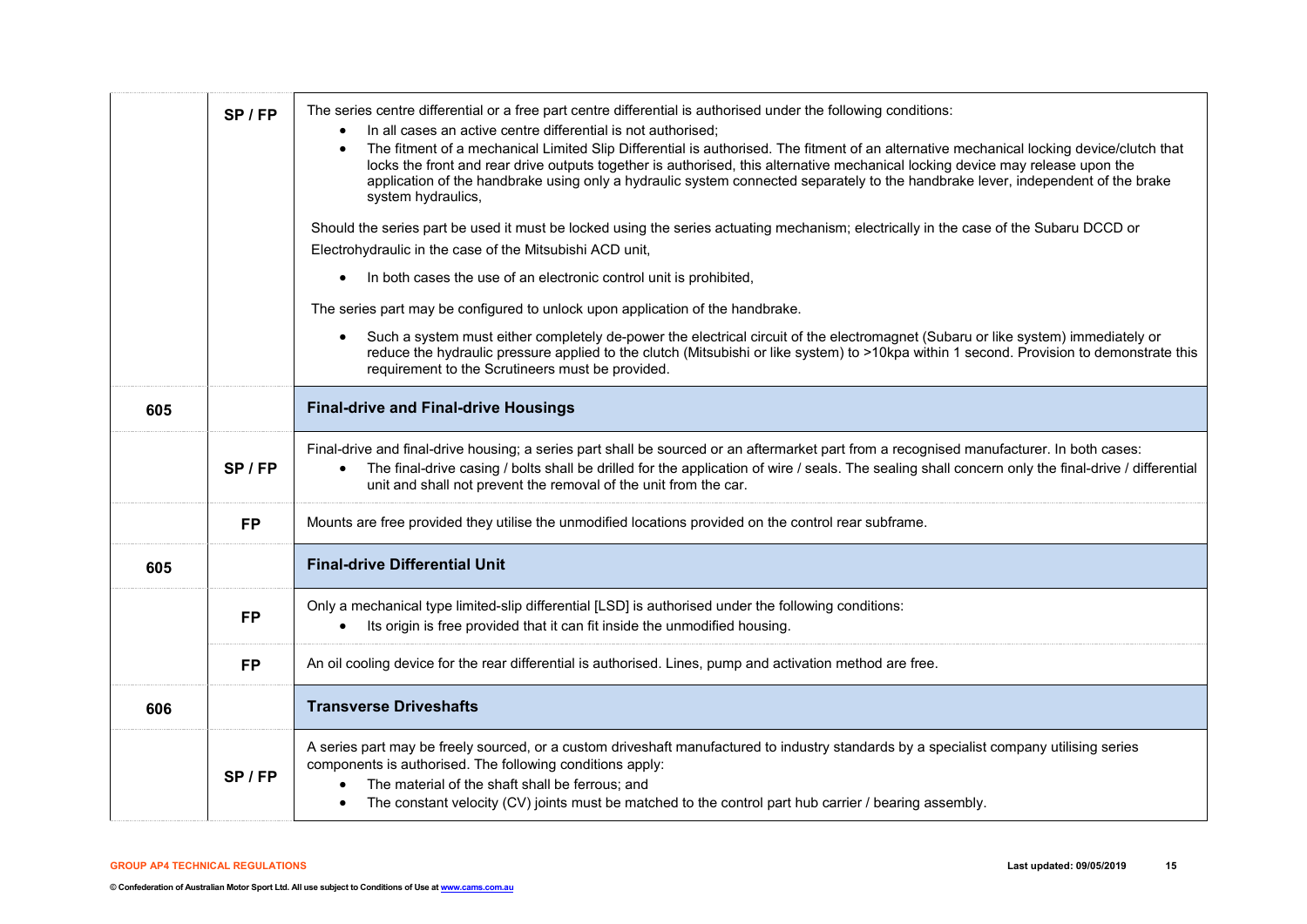|  |  |  |
|---|---|---|
|  | SP / FP | The series centre differential or a free part centre differential is authorised under the following conditions:<br>• In all cases an active centre differential is not authorised;<br>• The fitment of a mechanical Limited Slip Differential is authorised. The fitment of an alternative mechanical locking device/clutch that locks the front and rear drive outputs together is authorised, this alternative mechanical locking device may release upon the application of the handbrake using only a hydraulic system connected separately to the handbrake lever, independent of the brake system hydraulics,<br><br>Should the series part be used it must be locked using the series actuating mechanism; electrically in the case of the Subaru DCCD or Electrohydraulic in the case of the Mitsubishi ACD unit,<br>• In both cases the use of an electronic control unit is prohibited,<br><br>The series part may be configured to unlock upon application of the handbrake.<br>• Such a system must either completely de-power the electrical circuit of the electromagnet (Subaru or like system) immediately or reduce the hydraulic pressure applied to the clutch (Mitsubishi or like system) to >10kpa within 1 second. Provision to demonstrate this requirement to the Scrutineers must be provided. |
| **605** |  | **Final-drive and Final-drive Housings** |
|  | SP / FP | Final-drive and final-drive housing; a series part shall be sourced or an aftermarket part from a recognised manufacturer. In both cases:<br>• The final-drive casing / bolts shall be drilled for the application of wire / seals. The sealing shall concern only the final-drive / differential unit and shall not prevent the removal of the unit from the car. |
|  | FP | Mounts are free provided they utilise the unmodified locations provided on the control rear subframe. |
| **605** |  | **Final-drive Differential Unit** |
|  | FP | Only a mechanical type limited-slip differential [LSD] is authorised under the following conditions:<br>• Its origin is free provided that it can fit inside the unmodified housing. |
|  | FP | An oil cooling device for the rear differential is authorised. Lines, pump and activation method are free. |
| **606** |  | **Transverse Driveshafts** |
|  | SP / FP | A series part may be freely sourced, or a custom driveshaft manufactured to industry standards by a specialist company utilising series components is authorised. The following conditions apply:<br>• The material of the shaft shall be ferrous; and<br>• The constant velocity (CV) joints must be matched to the control part hub carrier / bearing assembly. |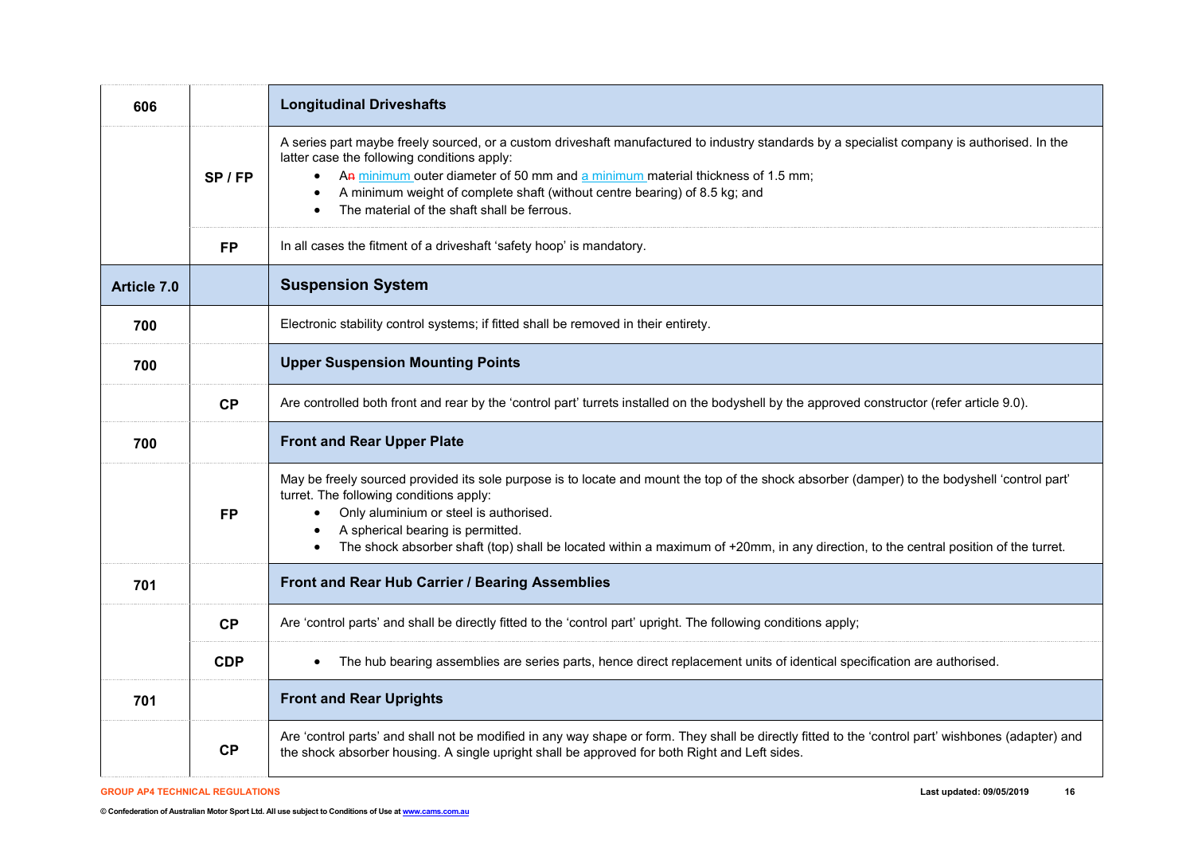| | | |
|---|---|---|
| **606** | | **Longitudinal Driveshafts** |
| | **SP / FP** | A series part maybe freely sourced, or a custom driveshaft manufactured to industry standards by a specialist company is authorised. In the latter case the following conditions apply:<br>• An minimum outer diameter of 50 mm and a minimum material thickness of 1.5 mm;<br>• A minimum weight of complete shaft (without centre bearing) of 8.5 kg; and<br>• The material of the shaft shall be ferrous. |
| | **FP** | In all cases the fitment of a driveshaft 'safety hoop' is mandatory. |
| **Article 7.0** | | **Suspension System** |
| **700** | | Electronic stability control systems; if fitted shall be removed in their entirety. |
| **700** | | **Upper Suspension Mounting Points** |
| | **CP** | Are controlled both front and rear by the 'control part' turrets installed on the bodyshell by the approved constructor (refer article 9.0). |
| **700** | | **Front and Rear Upper Plate** |
| | **FP** | May be freely sourced provided its sole purpose is to locate and mount the top of the shock absorber (damper) to the bodyshell 'control part' turret. The following conditions apply:<br>• Only aluminium or steel is authorised.<br>• A spherical bearing is permitted.<br>• The shock absorber shaft (top) shall be located within a maximum of +20mm, in any direction, to the central position of the turret. |
| **701** | | **Front and Rear Hub Carrier / Bearing Assemblies** |
| | **CP** | Are 'control parts' and shall be directly fitted to the 'control part' upright. The following conditions apply; |
| | **CDP** | • The hub bearing assemblies are series parts, hence direct replacement units of identical specification are authorised. |
| **701** | | **Front and Rear Uprights** |
| | **CP** | Are 'control parts' and shall not be modified in any way shape or form. They shall be directly fitted to the 'control part' wishbones (adapter) and the shock absorber housing. A single upright shall be approved for both Right and Left sides. |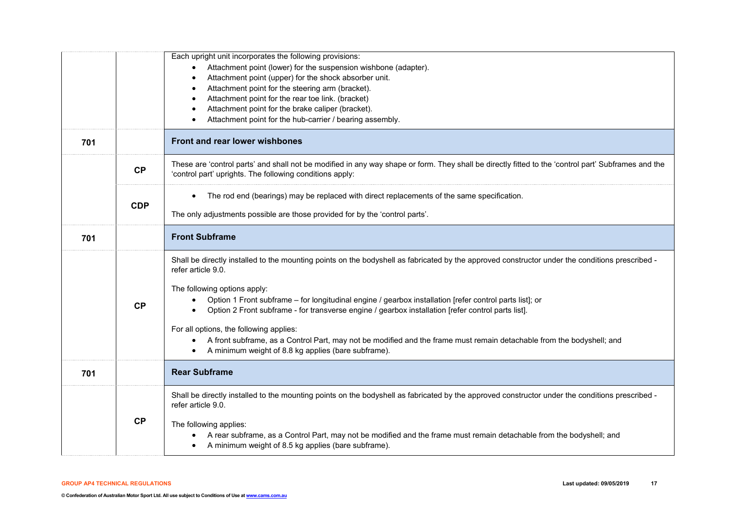| | | |
|---|---|---|
| | | Each upright unit incorporates the following provisions:<br>• Attachment point (lower) for the suspension wishbone (adapter).<br>• Attachment point (upper) for the shock absorber unit.<br>• Attachment point for the steering arm (bracket).<br>• Attachment point for the rear toe link. (bracket)<br>• Attachment point for the brake caliper (bracket).<br>• Attachment point for the hub-carrier / bearing assembly. |
| **701** | | **Front and rear lower wishbones** |
| | **CP** | These are 'control parts' and shall not be modified in any way shape or form. They shall be directly fitted to the 'control part' Subframes and the 'control part' uprights. The following conditions apply: |
| | **CDP** | • The rod end (bearings) may be replaced with direct replacements of the same specification.<br><br>The only adjustments possible are those provided for by the 'control parts'. |
| **701** | | **Front Subframe** |
| | **CP** | Shall be directly installed to the mounting points on the bodyshell as fabricated by the approved constructor under the conditions prescribed - refer article 9.0.<br><br>The following options apply:<br>• Option 1 Front subframe – for longitudinal engine / gearbox installation [refer control parts list]; or<br>• Option 2 Front subframe - for transverse engine / gearbox installation [refer control parts list].<br><br>For all options, the following applies:<br>• A front subframe, as a Control Part, may not be modified and the frame must remain detachable from the bodyshell; and<br>• A minimum weight of 8.8 kg applies (bare subframe). |
| **701** | | **Rear Subframe** |
| | **CP** | Shall be directly installed to the mounting points on the bodyshell as fabricated by the approved constructor under the conditions prescribed - refer article 9.0.<br><br>The following applies:<br>• A rear subframe, as a Control Part, may not be modified and the frame must remain detachable from the bodyshell; and<br>• A minimum weight of 8.5 kg applies (bare subframe). |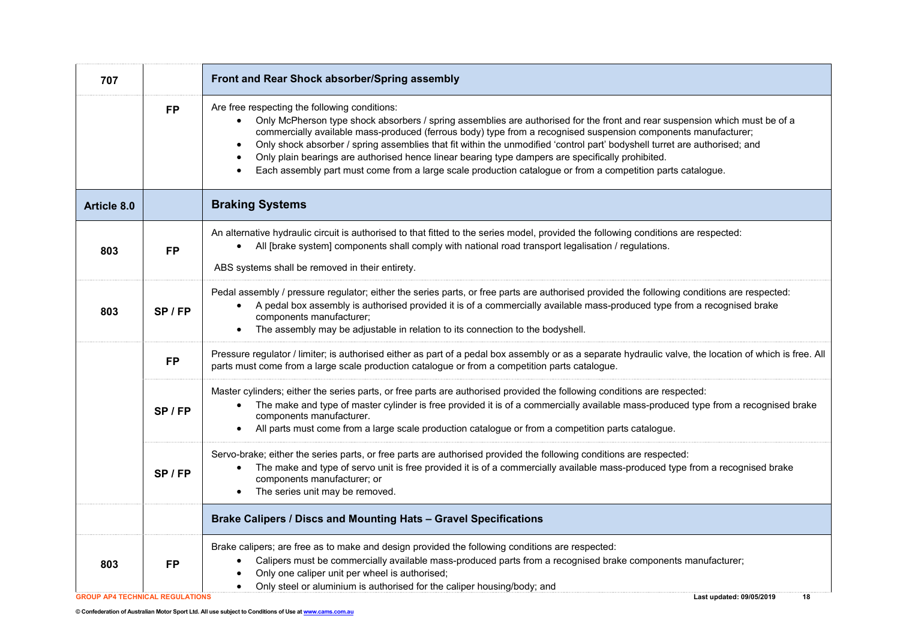| 707 | | **Front and Rear Shock absorber/Spring assembly** |
|---|---|---|
| | **FP** | Are free respecting the following conditions:<br>• Only McPherson type shock absorbers / spring assemblies are authorised for the front and rear suspension which must be of a commercially available mass-produced (ferrous body) type from a recognised suspension components manufacturer;<br>• Only shock absorber / spring assemblies that fit within the unmodified 'control part' bodyshell turret are authorised; and<br>• Only plain bearings are authorised hence linear bearing type dampers are specifically prohibited.<br>• Each assembly part must come from a large scale production catalogue or from a competition parts catalogue. |
| **Article 8.0** | | **Braking Systems** |
| 803 | **FP** | An alternative hydraulic circuit is authorised to that fitted to the series model, provided the following conditions are respected:<br>• All [brake system] components shall comply with national road transport legalisation / regulations.<br><br>ABS systems shall be removed in their entirety. |
| 803 | **SP / FP** | Pedal assembly / pressure regulator; either the series parts, or free parts are authorised provided the following conditions are respected:<br>• A pedal box assembly is authorised provided it is of a commercially available mass-produced type from a recognised brake components manufacturer;<br>• The assembly may be adjustable in relation to its connection to the bodyshell. |
| | **FP** | Pressure regulator / limiter; is authorised either as part of a pedal box assembly or as a separate hydraulic valve, the location of which is free. All parts must come from a large scale production catalogue or from a competition parts catalogue. |
| | **SP / FP** | Master cylinders; either the series parts, or free parts are authorised provided the following conditions are respected:<br>• The make and type of master cylinder is free provided it is of a commercially available mass-produced type from a recognised brake components manufacturer.<br>• All parts must come from a large scale production catalogue or from a competition parts catalogue. |
| | **SP / FP** | Servo-brake; either the series parts, or free parts are authorised provided the following conditions are respected:<br>• The make and type of servo unit is free provided it is of a commercially available mass-produced type from a recognised brake components manufacturer; or<br>• The series unit may be removed. |
| | | **Brake Calipers / Discs and Mounting Hats – Gravel Specifications** |
| 803 | **FP** | Brake calipers; are free as to make and design provided the following conditions are respected:<br>• Calipers must be commercially available mass-produced parts from a recognised brake components manufacturer;<br>• Only one caliper unit per wheel is authorised;<br>• Only steel or aluminium is authorised for the caliper housing/body; and |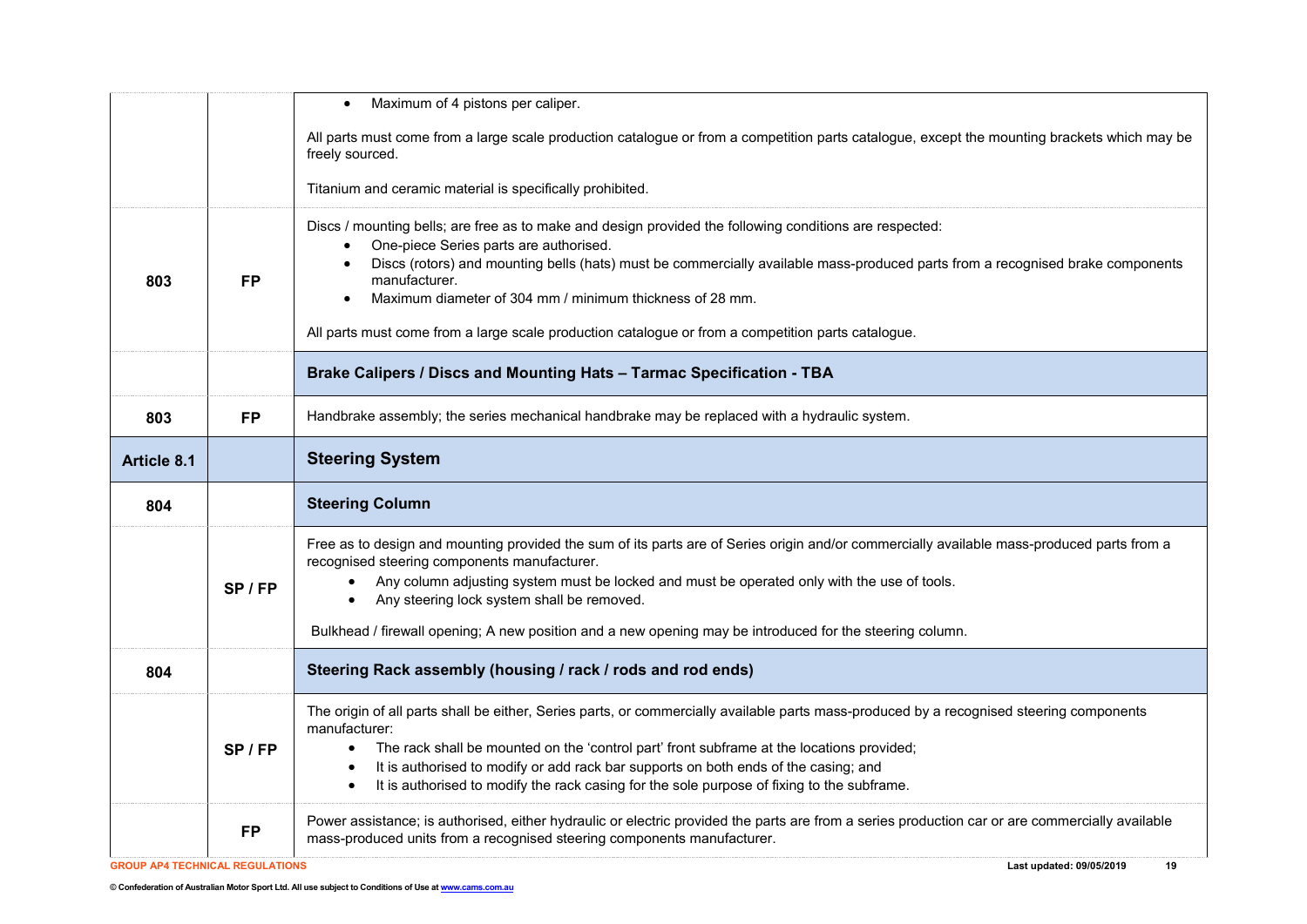| | | |
|---|---|---|
| | | • Maximum of 4 pistons per caliper.<br><br>All parts must come from a large scale production catalogue or from a competition parts catalogue, except the mounting brackets which may be freely sourced.<br><br>Titanium and ceramic material is specifically prohibited. |
| **803** | **FP** | Discs / mounting bells; are free as to make and design provided the following conditions are respected:<br>• One-piece Series parts are authorised.<br>• Discs (rotors) and mounting bells (hats) must be commercially available mass-produced parts from a recognised brake components manufacturer.<br>• Maximum diameter of 304 mm / minimum thickness of 28 mm.<br><br>All parts must come from a large scale production catalogue or from a competition parts catalogue. |
| | | **Brake Calipers / Discs and Mounting Hats – Tarmac Specification - TBA** |
| **803** | **FP** | Handbrake assembly; the series mechanical handbrake may be replaced with a hydraulic system. |
| **Article 8.1** | | **Steering System** |
| **804** | | **Steering Column** |
| | **SP / FP** | Free as to design and mounting provided the sum of its parts are of Series origin and/or commercially available mass-produced parts from a recognised steering components manufacturer.<br>• Any column adjusting system must be locked and must be operated only with the use of tools.<br>• Any steering lock system shall be removed.<br><br>Bulkhead / firewall opening; A new position and a new opening may be introduced for the steering column. |
| **804** | | **Steering Rack assembly (housing / rack / rods and rod ends)** |
| | **SP / FP** | The origin of all parts shall be either, Series parts, or commercially available parts mass-produced by a recognised steering components manufacturer:<br>• The rack shall be mounted on the 'control part' front subframe at the locations provided;<br>• It is authorised to modify or add rack bar supports on both ends of the casing; and<br>• It is authorised to modify the rack casing for the sole purpose of fixing to the subframe. |
| | **FP** | Power assistance; is authorised, either hydraulic or electric provided the parts are from a series production car or are commercially available mass-produced units from a recognised steering components manufacturer. |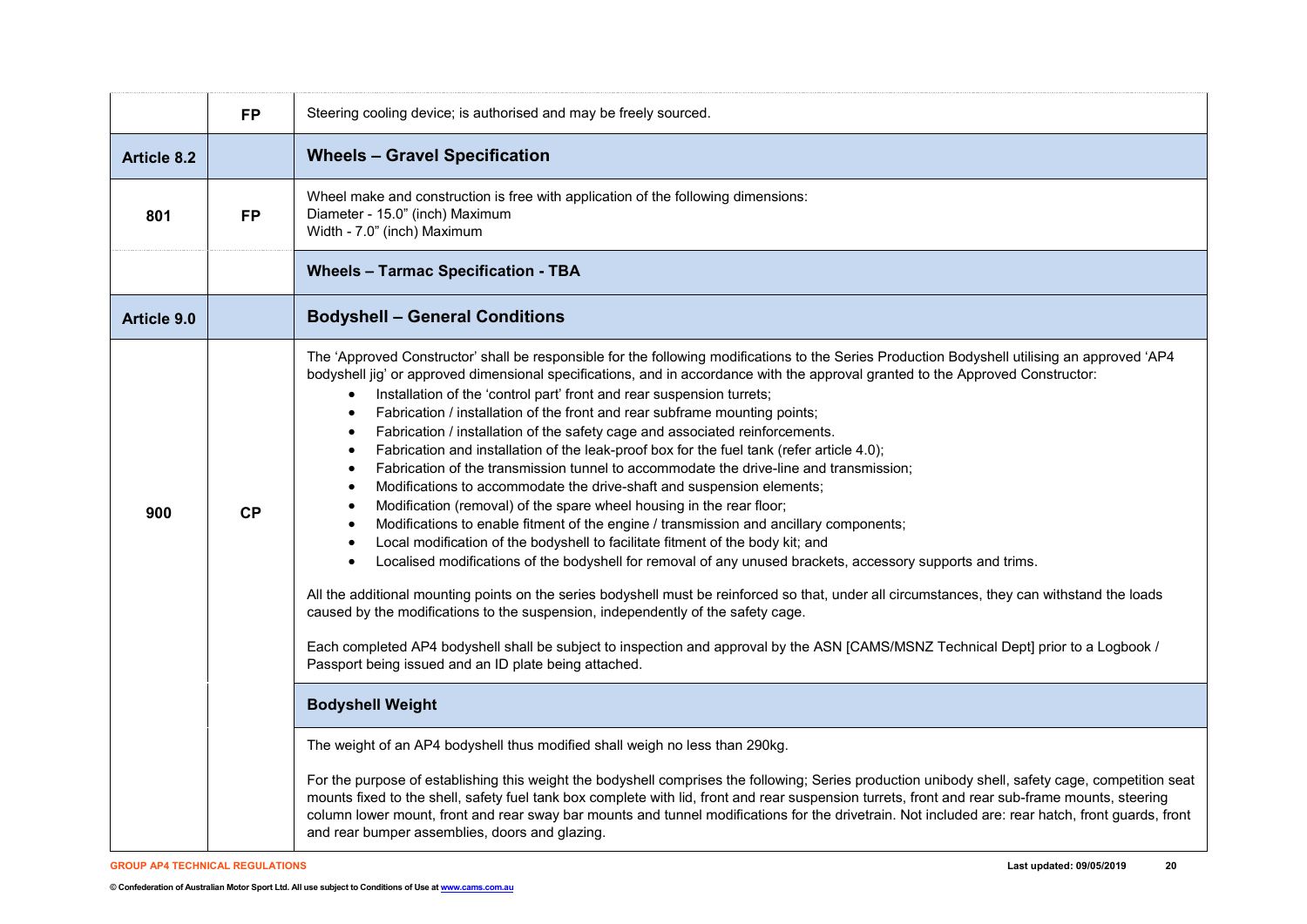| | | |
|---|---|---|
| | **FP** | Steering cooling device; is authorised and may be freely sourced. |
| **Article 8.2** | | **Wheels – Gravel Specification** |
| **801** | **FP** | Wheel make and construction is free with application of the following dimensions:<br>Diameter - 15.0" (inch) Maximum<br>Width - 7.0" (inch) Maximum |
| | | **Wheels – Tarmac Specification - TBA** |
| **Article 9.0** | | **Bodyshell – General Conditions** |
| **900** | **CP** | The 'Approved Constructor' shall be responsible for the following modifications to the Series Production Bodyshell utilising an approved 'AP4 bodyshell jig' or approved dimensional specifications, and in accordance with the approval granted to the Approved Constructor:<br>• Installation of the 'control part' front and rear suspension turrets;<br>• Fabrication / installation of the front and rear subframe mounting points;<br>• Fabrication / installation of the safety cage and associated reinforcements.<br>• Fabrication and installation of the leak-proof box for the fuel tank (refer article 4.0);<br>• Fabrication of the transmission tunnel to accommodate the drive-line and transmission;<br>• Modifications to accommodate the drive-shaft and suspension elements;<br>• Modification (removal) of the spare wheel housing in the rear floor;<br>• Modifications to enable fitment of the engine / transmission and ancillary components;<br>• Local modification of the bodyshell to facilitate fitment of the body kit; and<br>• Localised modifications of the bodyshell for removal of any unused brackets, accessory supports and trims.<br><br>All the additional mounting points on the series bodyshell must be reinforced so that, under all circumstances, they can withstand the loads caused by the modifications to the suspension, independently of the safety cage.<br><br>Each completed AP4 bodyshell shall be subject to inspection and approval by the ASN [CAMS/MSNZ Technical Dept] prior to a Logbook / Passport being issued and an ID plate being attached. |
| | | **Bodyshell Weight** |
| | | The weight of an AP4 bodyshell thus modified shall weigh no less than 290kg.<br><br>For the purpose of establishing this weight the bodyshell comprises the following; Series production unibody shell, safety cage, competition seat mounts fixed to the shell, safety fuel tank box complete with lid, front and rear suspension turrets, front and rear sub-frame mounts, steering column lower mount, front and rear sway bar mounts and tunnel modifications for the drivetrain. Not included are: rear hatch, front guards, front and rear bumper assemblies, doors and glazing. |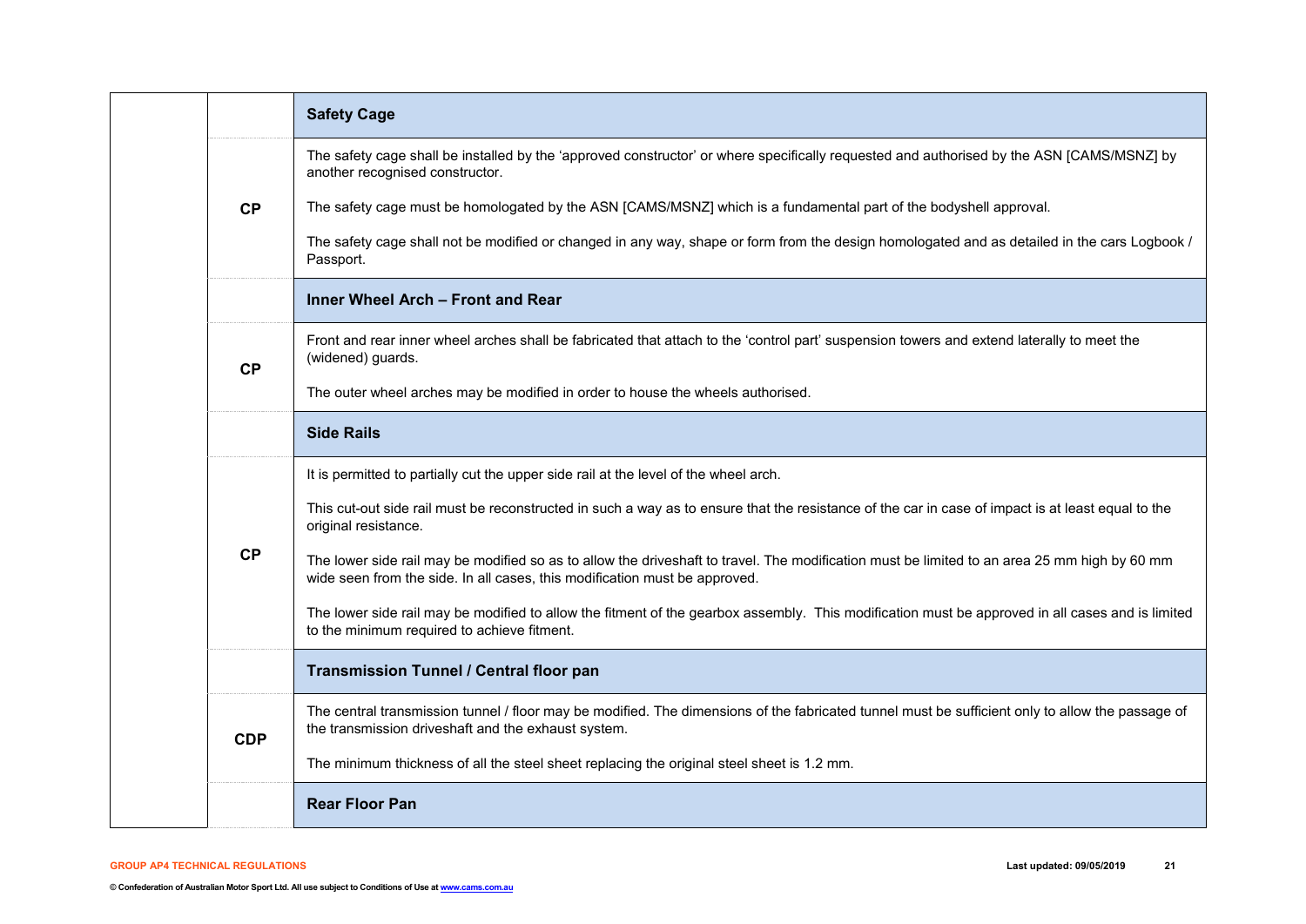| | | |
|---|---|---|
| | | **Safety Cage** |
| | CP | The safety cage shall be installed by the 'approved constructor' or where specifically requested and authorised by the ASN [CAMS/MSNZ] by another recognised constructor.<br><br>The safety cage must be homologated by the ASN [CAMS/MSNZ] which is a fundamental part of the bodyshell approval.<br><br>The safety cage shall not be modified or changed in any way, shape or form from the design homologated and as detailed in the cars Logbook / Passport. |
| | | **Inner Wheel Arch – Front and Rear** |
| | CP | Front and rear inner wheel arches shall be fabricated that attach to the 'control part' suspension towers and extend laterally to meet the (widened) guards.<br><br>The outer wheel arches may be modified in order to house the wheels authorised. |
| | | **Side Rails** |
| | CP | It is permitted to partially cut the upper side rail at the level of the wheel arch.<br><br>This cut-out side rail must be reconstructed in such a way as to ensure that the resistance of the car in case of impact is at least equal to the original resistance.<br><br>The lower side rail may be modified so as to allow the driveshaft to travel. The modification must be limited to an area 25 mm high by 60 mm wide seen from the side. In all cases, this modification must be approved.<br><br>The lower side rail may be modified to allow the fitment of the gearbox assembly. This modification must be approved in all cases and is limited to the minimum required to achieve fitment. |
| | | **Transmission Tunnel / Central floor pan** |
| | CDP | The central transmission tunnel / floor may be modified. The dimensions of the fabricated tunnel must be sufficient only to allow the passage of the transmission driveshaft and the exhaust system.<br><br>The minimum thickness of all the steel sheet replacing the original steel sheet is 1.2 mm. |
| | | **Rear Floor Pan** |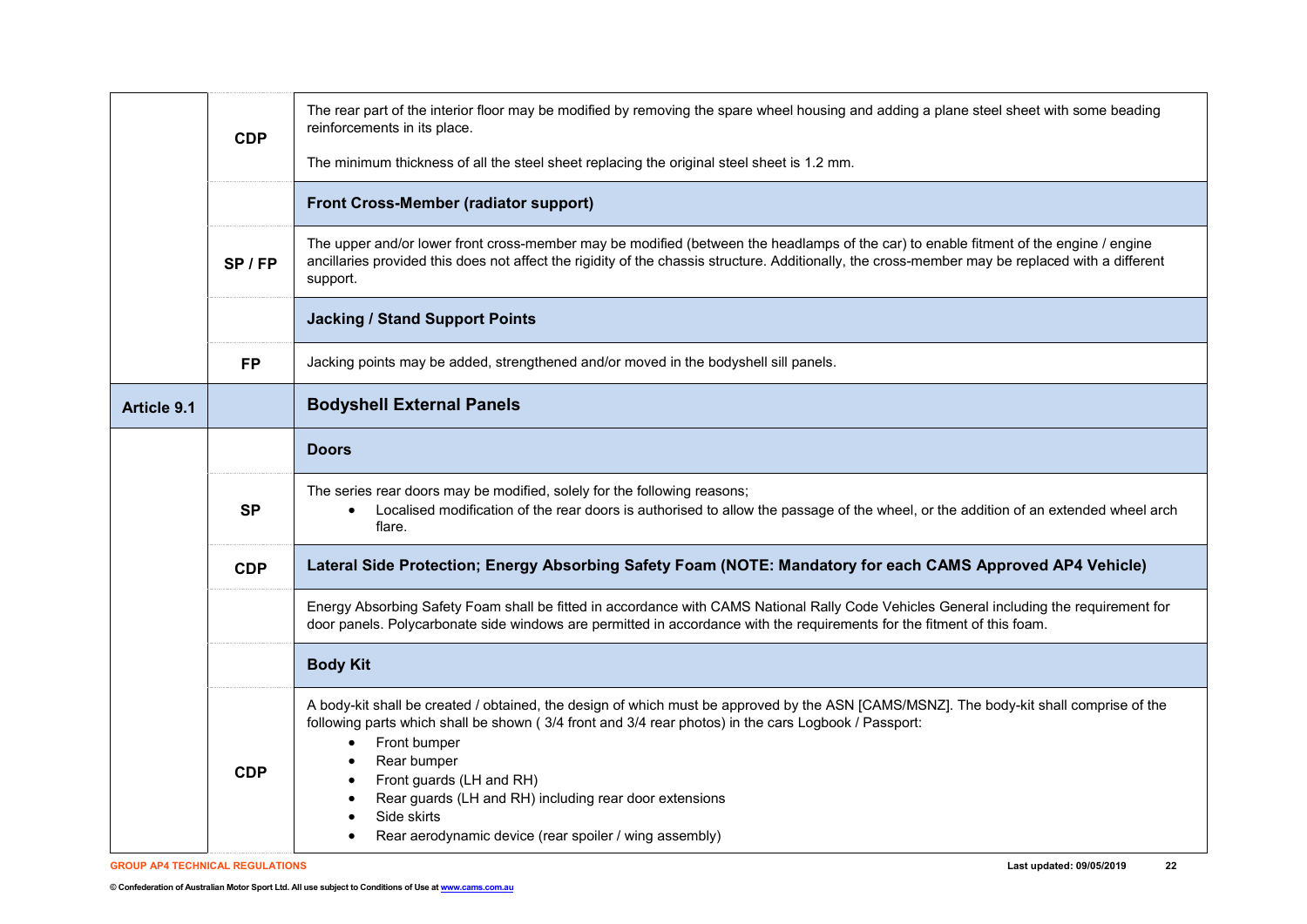| | | |
|---|---|---|
| | **CDP** | The rear part of the interior floor may be modified by removing the spare wheel housing and adding a plane steel sheet with some beading reinforcements in its place.<br><br>The minimum thickness of all the steel sheet replacing the original steel sheet is 1.2 mm. |
| | | **Front Cross-Member (radiator support)** |
| | **SP / FP** | The upper and/or lower front cross-member may be modified (between the headlamps of the car) to enable fitment of the engine / engine ancillaries provided this does not affect the rigidity of the chassis structure. Additionally, the cross-member may be replaced with a different support. |
| | | **Jacking / Stand Support Points** |
| | **FP** | Jacking points may be added, strengthened and/or moved in the bodyshell sill panels. |
| **Article 9.1** | | **Bodyshell External Panels** |
| | | **Doors** |
| | **SP** | The series rear doors may be modified, solely for the following reasons;<br>• Localised modification of the rear doors is authorised to allow the passage of the wheel, or the addition of an extended wheel arch flare. |
| | **CDP** | **Lateral Side Protection; Energy Absorbing Safety Foam (NOTE: Mandatory for each CAMS Approved AP4 Vehicle)** |
| | | Energy Absorbing Safety Foam shall be fitted in accordance with CAMS National Rally Code Vehicles General including the requirement for door panels. Polycarbonate side windows are permitted in accordance with the requirements for the fitment of this foam. |
| | | **Body Kit** |
| | **CDP** | A body-kit shall be created / obtained, the design of which must be approved by the ASN [CAMS/MSNZ]. The body-kit shall comprise of the following parts which shall be shown ( 3/4 front and 3/4 rear photos) in the cars Logbook / Passport:<br>• Front bumper<br>• Rear bumper<br>• Front guards (LH and RH)<br>• Rear guards (LH and RH) including rear door extensions<br>• Side skirts<br>• Rear aerodynamic device (rear spoiler / wing assembly) |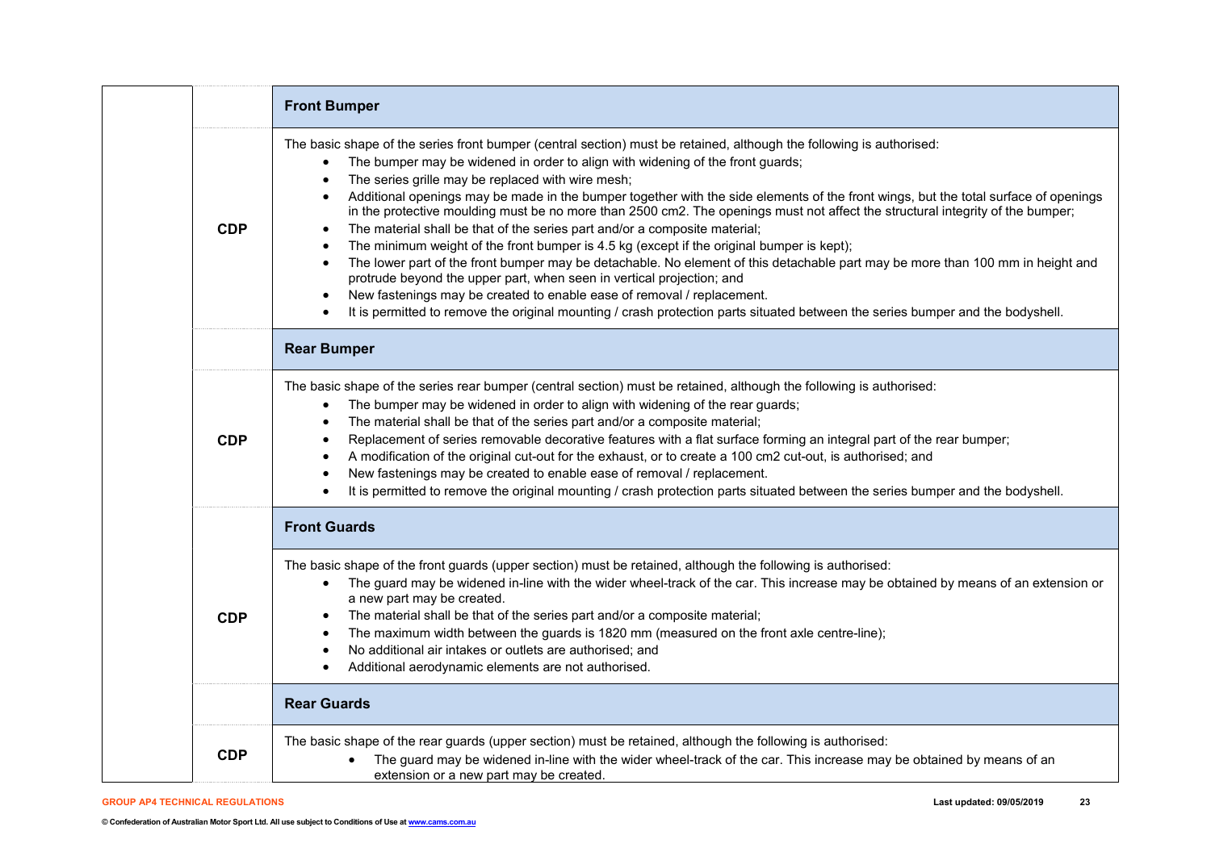| | | |
|---|---|---|
| | | **Front Bumper** |
| | **CDP** | The basic shape of the series front bumper (central section) must be retained, although the following is authorised:<br>• The bumper may be widened in order to align with widening of the front guards;<br>• The series grille may be replaced with wire mesh;<br>• Additional openings may be made in the bumper together with the side elements of the front wings, but the total surface of openings in the protective moulding must be no more than 2500 cm2. The openings must not affect the structural integrity of the bumper;<br>• The material shall be that of the series part and/or a composite material;<br>• The minimum weight of the front bumper is 4.5 kg (except if the original bumper is kept);<br>• The lower part of the front bumper may be detachable. No element of this detachable part may be more than 100 mm in height and protrude beyond the upper part, when seen in vertical projection; and<br>• New fastenings may be created to enable ease of removal / replacement.<br>• It is permitted to remove the original mounting / crash protection parts situated between the series bumper and the bodyshell. |
| | | **Rear Bumper** |
| | **CDP** | The basic shape of the series rear bumper (central section) must be retained, although the following is authorised:<br>• The bumper may be widened in order to align with widening of the rear guards;<br>• The material shall be that of the series part and/or a composite material;<br>• Replacement of series removable decorative features with a flat surface forming an integral part of the rear bumper;<br>• A modification of the original cut-out for the exhaust, or to create a 100 cm2 cut-out, is authorised; and<br>• New fastenings may be created to enable ease of removal / replacement.<br>• It is permitted to remove the original mounting / crash protection parts situated between the series bumper and the bodyshell. |
| | | **Front Guards** |
| | **CDP** | The basic shape of the front guards (upper section) must be retained, although the following is authorised:<br>• The guard may be widened in-line with the wider wheel-track of the car. This increase may be obtained by means of an extension or a new part may be created.<br>• The material shall be that of the series part and/or a composite material;<br>• The maximum width between the guards is 1820 mm (measured on the front axle centre-line);<br>• No additional air intakes or outlets are authorised; and<br>• Additional aerodynamic elements are not authorised. |
| | | **Rear Guards** |
| | **CDP** | The basic shape of the rear guards (upper section) must be retained, although the following is authorised:<br>• The guard may be widened in-line with the wider wheel-track of the car. This increase may be obtained by means of an extension or a new part may be created. |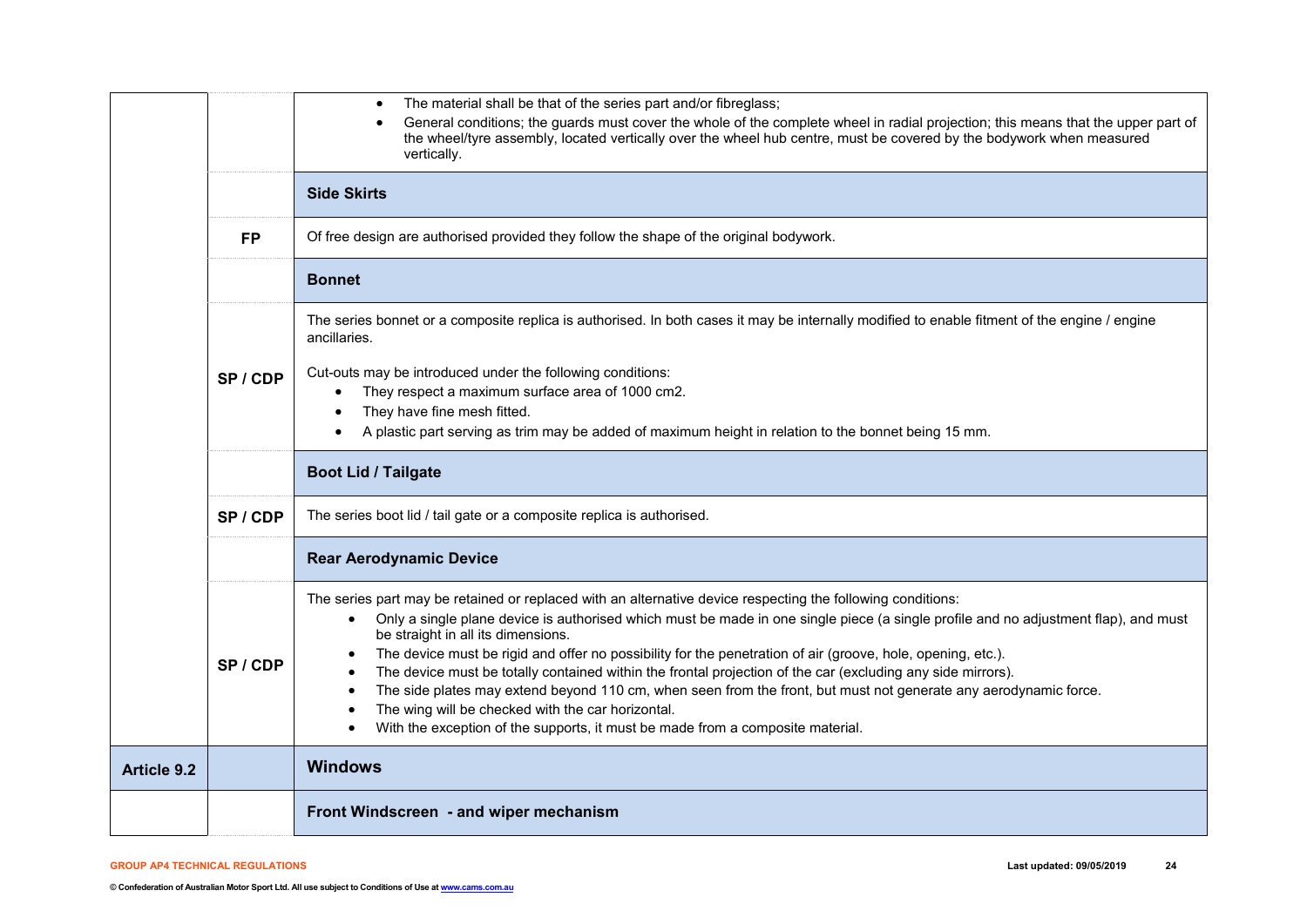| | | |
|---|---|---|
| | | • The material shall be that of the series part and/or fibreglass;<br>• General conditions; the guards must cover the whole of the complete wheel in radial projection; this means that the upper part of the wheel/tyre assembly, located vertically over the wheel hub centre, must be covered by the bodywork when measured vertically. |
| | | **Side Skirts** |
| | **FP** | Of free design are authorised provided they follow the shape of the original bodywork. |
| | | **Bonnet** |
| | **SP / CDP** | The series bonnet or a composite replica is authorised. In both cases it may be internally modified to enable fitment of the engine / engine ancillaries.<br><br>Cut-outs may be introduced under the following conditions:<br>• They respect a maximum surface area of 1000 cm2.<br>• They have fine mesh fitted.<br>• A plastic part serving as trim may be added of maximum height in relation to the bonnet being 15 mm. |
| | | **Boot Lid / Tailgate** |
| | **SP / CDP** | The series boot lid / tail gate or a composite replica is authorised. |
| | | **Rear Aerodynamic Device** |
| | **SP / CDP** | The series part may be retained or replaced with an alternative device respecting the following conditions:<br>• Only a single plane device is authorised which must be made in one single piece (a single profile and no adjustment flap), and must be straight in all its dimensions.<br>• The device must be rigid and offer no possibility for the penetration of air (groove, hole, opening, etc.).<br>• The device must be totally contained within the frontal projection of the car (excluding any side mirrors).<br>• The side plates may extend beyond 110 cm, when seen from the front, but must not generate any aerodynamic force.<br>• The wing will be checked with the car horizontal.<br>• With the exception of the supports, it must be made from a composite material. |
| **Article 9.2** | | **Windows** |
| | | **Front Windscreen - and wiper mechanism** |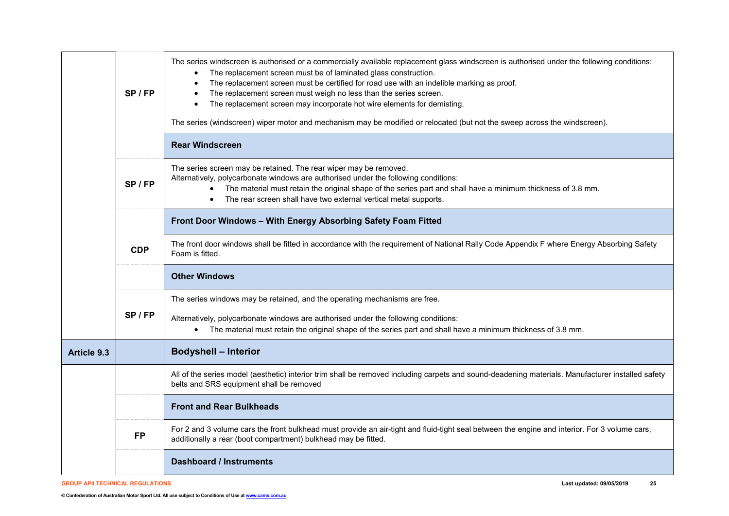| | | |
|---|---|---|
| | SP / FP | The series windscreen is authorised or a commercially available replacement glass windscreen is authorised under the following conditions:<br>• The replacement screen must be of laminated glass construction.<br>• The replacement screen must be certified for road use with an indelible marking as proof.<br>• The replacement screen must weigh no less than the series screen.<br>• The replacement screen may incorporate hot wire elements for demisting.<br><br>The series (windscreen) wiper motor and mechanism may be modified or relocated (but not the sweep across the windscreen). |
| | | **Rear Windscreen** |
| | SP / FP | The series screen may be retained. The rear wiper may be removed.<br>Alternatively, polycarbonate windows are authorised under the following conditions:<br>• The material must retain the original shape of the series part and shall have a minimum thickness of 3.8 mm.<br>• The rear screen shall have two external vertical metal supports. |
| | CDP | **Front Door Windows – With Energy Absorbing Safety Foam Fitted** |
| | | The front door windows shall be fitted in accordance with the requirement of National Rally Code Appendix F where Energy Absorbing Safety Foam is fitted. |
| | | **Other Windows** |
| | SP / FP | The series windows may be retained, and the operating mechanisms are free.<br><br>Alternatively, polycarbonate windows are authorised under the following conditions:<br>• The material must retain the original shape of the series part and shall have a minimum thickness of 3.8 mm. |
| **Article 9.3** | | **Bodyshell – Interior** |
| | | All of the series model (aesthetic) interior trim shall be removed including carpets and sound-deadening materials. Manufacturer installed safety belts and SRS equipment shall be removed |
| | | **Front and Rear Bulkheads** |
| | FP | For 2 and 3 volume cars the front bulkhead must provide an air-tight and fluid-tight seal between the engine and interior. For 3 volume cars, additionally a rear (boot compartment) bulkhead may be fitted. |
| | | **Dashboard / Instruments** |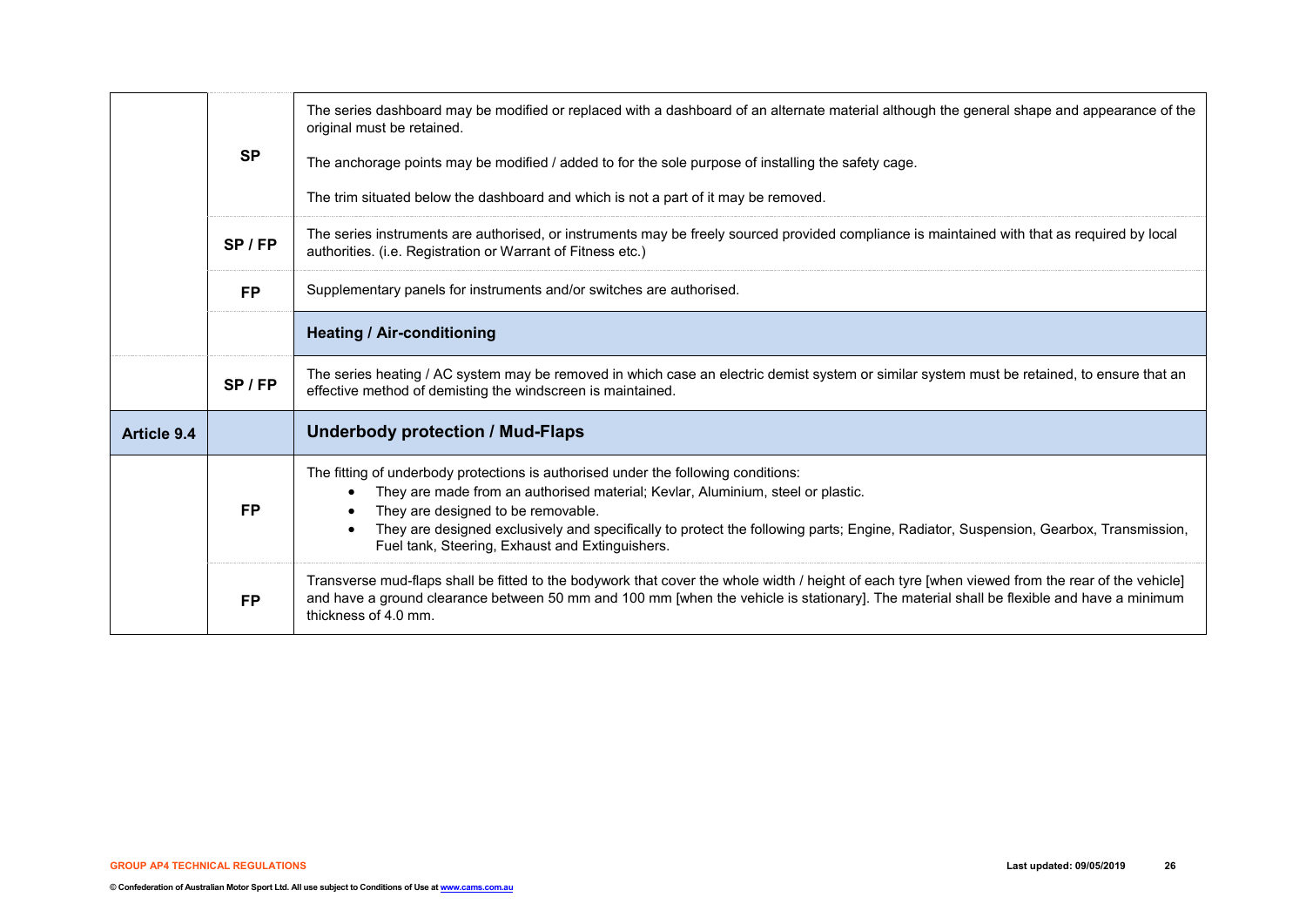| | | |
|---|---|---|
| | **SP** | The series dashboard may be modified or replaced with a dashboard of an alternate material although the general shape and appearance of the original must be retained.<br><br>The anchorage points may be modified / added to for the sole purpose of installing the safety cage.<br><br>The trim situated below the dashboard and which is not a part of it may be removed. |
| | **SP / FP** | The series instruments are authorised, or instruments may be freely sourced provided compliance is maintained with that as required by local authorities. (i.e. Registration or Warrant of Fitness etc.) |
| | **FP** | Supplementary panels for instruments and/or switches are authorised. |
| | | **Heating / Air-conditioning** |
| | **SP / FP** | The series heating / AC system may be removed in which case an electric demist system or similar system must be retained, to ensure that an effective method of demisting the windscreen is maintained. |
| **Article 9.4** | | **Underbody protection / Mud-Flaps** |
| | **FP** | The fitting of underbody protections is authorised under the following conditions:<br>• They are made from an authorised material; Kevlar, Aluminium, steel or plastic.<br>• They are designed to be removable.<br>• They are designed exclusively and specifically to protect the following parts; Engine, Radiator, Suspension, Gearbox, Transmission, Fuel tank, Steering, Exhaust and Extinguishers. |
| | **FP** | Transverse mud-flaps shall be fitted to the bodywork that cover the whole width / height of each tyre [when viewed from the rear of the vehicle] and have a ground clearance between 50 mm and 100 mm [when the vehicle is stationary]. The material shall be flexible and have a minimum thickness of 4.0 mm. |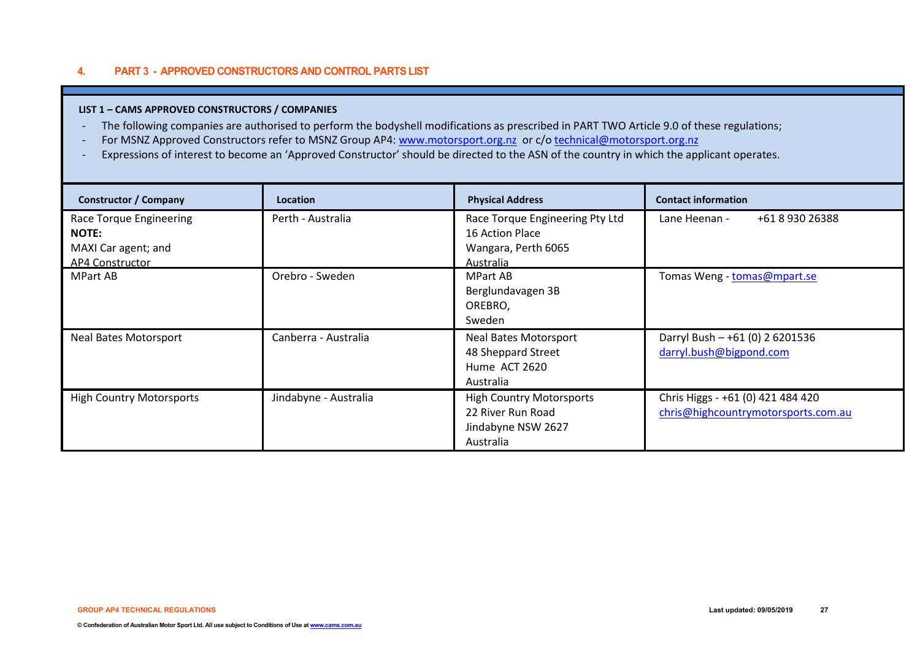## 4. PART 3 - APPROVED CONSTRUCTORS AND CONTROL PARTS LIST

**LIST 1 – CAMS APPROVED CONSTRUCTORS / COMPANIES**

- The following companies are authorised to perform the bodyshell modifications as prescribed in PART TWO Article 9.0 of these regulations;
- For MSNZ Approved Constructors refer to MSNZ Group AP4: www.motorsport.org.nz or c/o technical@motorsport.org.nz
- Expressions of interest to become an 'Approved Constructor' should be directed to the ASN of the country in which the applicant operates.

| Constructor / Company | Location | Physical Address | Contact information |
|---|---|---|---|
| Race Torque Engineering<br>**NOTE:**<br>MAXI Car agent; and<br>AP4 Constructor | Perth - Australia | Race Torque Engineering Pty Ltd<br>16 Action Place<br>Wangara, Perth 6065<br>Australia | Lane Heenan - +61 8 930 26388 |
| MPart AB | Orebro - Sweden | MPart AB<br>Berglundavagen 3B<br>OREBRO,<br>Sweden | Tomas Weng - tomas@mpart.se |
| Neal Bates Motorsport | Canberra - Australia | Neal Bates Motorsport<br>48 Sheppard Street<br>Hume ACT 2620<br>Australia | Darryl Bush – +61 (0) 2 6201536<br>darryl.bush@bigpond.com |
| High Country Motorsports | Jindabyne - Australia | High Country Motorsports<br>22 River Run Road<br>Jindabyne NSW 2627<br>Australia | Chris Higgs - +61 (0) 421 484 420<br>chris@highcountrymotorsports.com.au |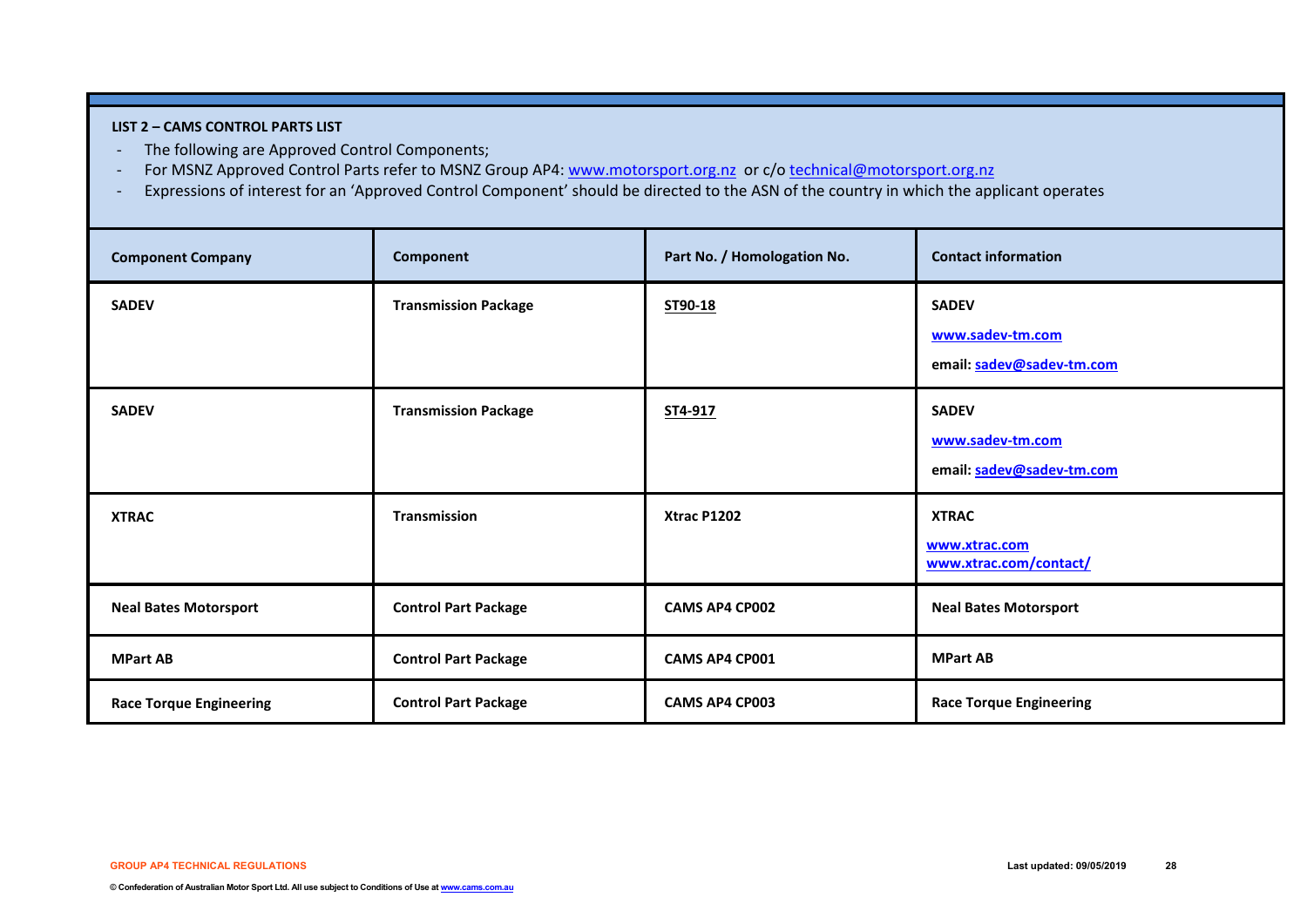**LIST 2 – CAMS CONTROL PARTS LIST**

- The following are Approved Control Components;
- For MSNZ Approved Control Parts refer to MSNZ Group AP4: www.motorsport.org.nz or c/o technical@motorsport.org.nz
- Expressions of interest for an 'Approved Control Component' should be directed to the ASN of the country in which the applicant operates

| Component Company | Component | Part No. / Homologation No. | Contact information |
|---|---|---|---|
| **SADEV** | **Transmission Package** | **ST90-18** | **SADEV**<br>**www.sadev-tm.com**<br>**email: sadev@sadev-tm.com** |
| **SADEV** | **Transmission Package** | **ST4-917** | **SADEV**<br>**www.sadev-tm.com**<br>**email: sadev@sadev-tm.com** |
| **XTRAC** | **Transmission** | **Xtrac P1202** | **XTRAC**<br>**www.xtrac.com**<br>**www.xtrac.com/contact/** |
| **Neal Bates Motorsport** | **Control Part Package** | **CAMS AP4 CP002** | **Neal Bates Motorsport** |
| **MPart AB** | **Control Part Package** | **CAMS AP4 CP001** | **MPart AB** |
| **Race Torque Engineering** | **Control Part Package** | **CAMS AP4 CP003** | **Race Torque Engineering** |